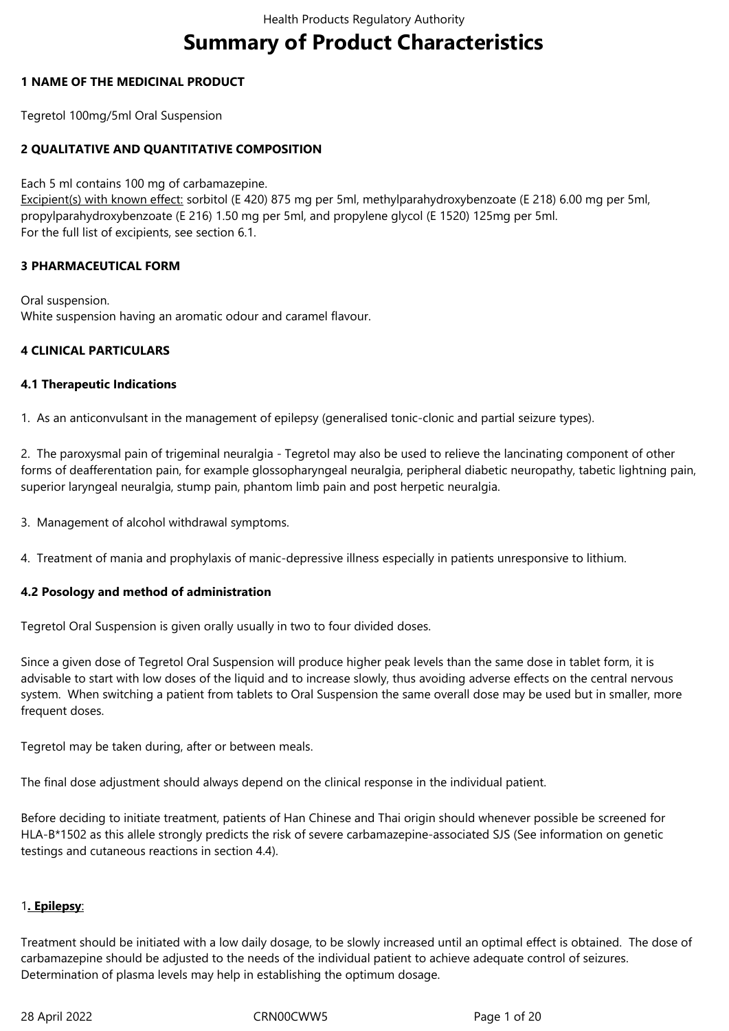# Summary of Product Characteristics

## 1 NAME OF THE MEDICINAL PRODUCT

Tegretol 100mg/5ml Oral Suspension

## 2 QUALITATIVE AND QUANTITATIVE COMPOSITION

Each 5 ml contains 100 mg of carbamazepine.
Excipient(s) with known effect: sorbitol (E 420) 875 mg per 5ml, methylparahydroxybenzoate (E 218) 6.00 mg per 5ml, propylparahydroxybenzoate (E 216) 1.50 mg per 5ml, and propylene glycol (E 1520) 125mg per 5ml.
For the full list of excipients, see section 6.1.

## 3 PHARMACEUTICAL FORM

Oral suspension.
White suspension having an aromatic odour and caramel flavour.

## 4 CLINICAL PARTICULARS

### 4.1 Therapeutic Indications

1. As an anticonvulsant in the management of epilepsy (generalised tonic-clonic and partial seizure types).

2. The paroxysmal pain of trigeminal neuralgia - Tegretol may also be used to relieve the lancinating component of other forms of deafferentation pain, for example glossopharyngeal neuralgia, peripheral diabetic neuropathy, tabetic lightning pain, superior laryngeal neuralgia, stump pain, phantom limb pain and post herpetic neuralgia.

3. Management of alcohol withdrawal symptoms.

4. Treatment of mania and prophylaxis of manic-depressive illness especially in patients unresponsive to lithium.

### 4.2 Posology and method of administration

Tegretol Oral Suspension is given orally usually in two to four divided doses.

Since a given dose of Tegretol Oral Suspension will produce higher peak levels than the same dose in tablet form, it is advisable to start with low doses of the liquid and to increase slowly, thus avoiding adverse effects on the central nervous system. When switching a patient from tablets to Oral Suspension the same overall dose may be used but in smaller, more frequent doses.

Tegretol may be taken during, after or between meals.

The final dose adjustment should always depend on the clinical response in the individual patient.

Before deciding to initiate treatment, patients of Han Chinese and Thai origin should whenever possible be screened for HLA-B*1502 as this allele strongly predicts the risk of severe carbamazepine-associated SJS (See information on genetic testings and cutaneous reactions in section 4.4).

1**. Epilepsy**:

Treatment should be initiated with a low daily dosage, to be slowly increased until an optimal effect is obtained. The dose of carbamazepine should be adjusted to the needs of the individual patient to achieve adequate control of seizures. Determination of plasma levels may help in establishing the optimum dosage.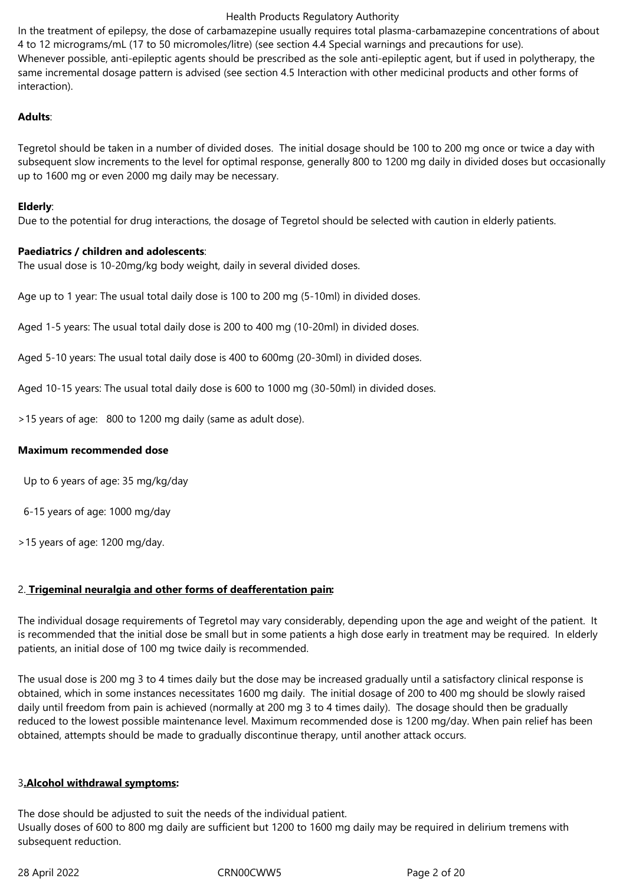In the treatment of epilepsy, the dose of carbamazepine usually requires total plasma-carbamazepine concentrations of about 4 to 12 micrograms/mL (17 to 50 micromoles/litre) (see section 4.4 Special warnings and precautions for use).
Whenever possible, anti-epileptic agents should be prescribed as the sole anti-epileptic agent, but if used in polytherapy, the same incremental dosage pattern is advised (see section 4.5 Interaction with other medicinal products and other forms of interaction).

**Adults**:

Tegretol should be taken in a number of divided doses. The initial dosage should be 100 to 200 mg once or twice a day with subsequent slow increments to the level for optimal response, generally 800 to 1200 mg daily in divided doses but occasionally up to 1600 mg or even 2000 mg daily may be necessary.

**Elderly**:
Due to the potential for drug interactions, the dosage of Tegretol should be selected with caution in elderly patients.

**Paediatrics / children and adolescents**:
The usual dose is 10-20mg/kg body weight, daily in several divided doses.

Age up to 1 year: The usual total daily dose is 100 to 200 mg (5-10ml) in divided doses.

Aged 1-5 years: The usual total daily dose is 200 to 400 mg (10-20ml) in divided doses.

Aged 5-10 years: The usual total daily dose is 400 to 600mg (20-30ml) in divided doses.

Aged 10-15 years: The usual total daily dose is 600 to 1000 mg (30-50ml) in divided doses.

>15 years of age: 800 to 1200 mg daily (same as adult dose).

**Maximum recommended dose**

Up to 6 years of age: 35 mg/kg/day

6-15 years of age: 1000 mg/day

>15 years of age: 1200 mg/day.

2. **Trigeminal neuralgia and other forms of deafferentation pain:**

The individual dosage requirements of Tegretol may vary considerably, depending upon the age and weight of the patient. It is recommended that the initial dose be small but in some patients a high dose early in treatment may be required. In elderly patients, an initial dose of 100 mg twice daily is recommended.

The usual dose is 200 mg 3 to 4 times daily but the dose may be increased gradually until a satisfactory clinical response is obtained, which in some instances necessitates 1600 mg daily. The initial dosage of 200 to 400 mg should be slowly raised daily until freedom from pain is achieved (normally at 200 mg 3 to 4 times daily). The dosage should then be gradually reduced to the lowest possible maintenance level. Maximum recommended dose is 1200 mg/day. When pain relief has been obtained, attempts should be made to gradually discontinue therapy, until another attack occurs.

3**. Alcohol withdrawal symptoms:**

The dose should be adjusted to suit the needs of the individual patient.
Usually doses of 600 to 800 mg daily are sufficient but 1200 to 1600 mg daily may be required in delirium tremens with subsequent reduction.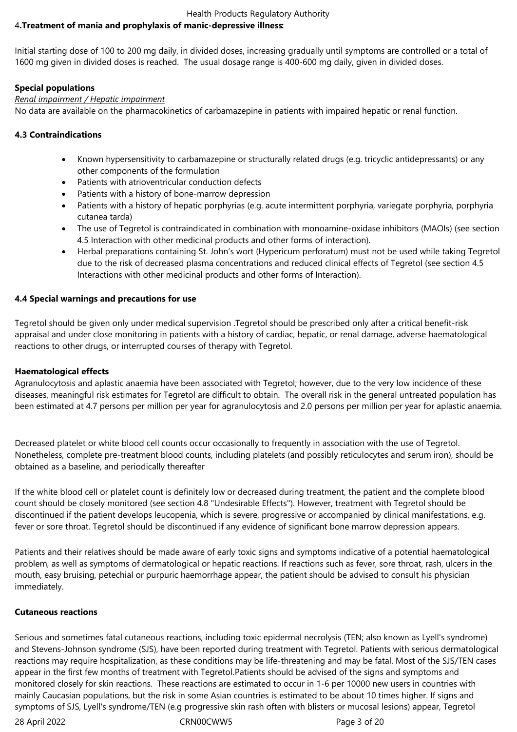4**.Treatment of mania and prophylaxis of manic-depressive illness:**

Initial starting dose of 100 to 200 mg daily, in divided doses, increasing gradually until symptoms are controlled or a total of 1600 mg given in divided doses is reached. The usual dosage range is 400-600 mg daily, given in divided doses.

**Special populations**

*Renal impairment / Hepatic impairment*

No data are available on the pharmacokinetics of carbamazepine in patients with impaired hepatic or renal function.

**4.3 Contraindications**

- Known hypersensitivity to carbamazepine or structurally related drugs (e.g. tricyclic antidepressants) or any other components of the formulation
- Patients with atrioventricular conduction defects
- Patients with a history of bone-marrow depression
- Patients with a history of hepatic porphyrias (e.g. acute intermittent porphyria, variegate porphyria, porphyria cutanea tarda)
- The use of Tegretol is contraindicated in combination with monoamine-oxidase inhibitors (MAOIs) (see section 4.5 Interaction with other medicinal products and other forms of interaction).
- Herbal preparations containing St. John's wort (Hypericum perforatum) must not be used while taking Tegretol due to the risk of decreased plasma concentrations and reduced clinical effects of Tegretol (see section 4.5 Interactions with other medicinal products and other forms of Interaction).

**4.4 Special warnings and precautions for use**

Tegretol should be given only under medical supervision .Tegretol should be prescribed only after a critical benefit-risk appraisal and under close monitoring in patients with a history of cardiac, hepatic, or renal damage, adverse haematological reactions to other drugs, or interrupted courses of therapy with Tegretol.

**Haematological effects**

Agranulocytosis and aplastic anaemia have been associated with Tegretol; however, due to the very low incidence of these diseases, meaningful risk estimates for Tegretol are difficult to obtain. The overall risk in the general untreated population has been estimated at 4.7 persons per million per year for agranulocytosis and 2.0 persons per million per year for aplastic anaemia.

Decreased platelet or white blood cell counts occur occasionally to frequently in association with the use of Tegretol. Nonetheless, complete pre-treatment blood counts, including platelets (and possibly reticulocytes and serum iron), should be obtained as a baseline, and periodically thereafter

If the white blood cell or platelet count is definitely low or decreased during treatment, the patient and the complete blood count should be closely monitored (see section 4.8 "Undesirable Effects"). However, treatment with Tegretol should be discontinued if the patient develops leucopenia, which is severe, progressive or accompanied by clinical manifestations, e.g. fever or sore throat. Tegretol should be discontinued if any evidence of significant bone marrow depression appears.

Patients and their relatives should be made aware of early toxic signs and symptoms indicative of a potential haematological problem, as well as symptoms of dermatological or hepatic reactions. If reactions such as fever, sore throat, rash, ulcers in the mouth, easy bruising, petechial or purpuric haemorrhage appear, the patient should be advised to consult his physician immediately.

**Cutaneous reactions**

Serious and sometimes fatal cutaneous reactions, including toxic epidermal necrolysis (TEN; also known as Lyell's syndrome) and Stevens-Johnson syndrome (SJS), have been reported during treatment with Tegretol. Patients with serious dermatological reactions may require hospitalization, as these conditions may be life-threatening and may be fatal. Most of the SJS/TEN cases appear in the first few months of treatment with Tegretol.Patients should be advised of the signs and symptoms and monitored closely for skin reactions. These reactions are estimated to occur in 1-6 per 10000 new users in countries with mainly Caucasian populations, but the risk in some Asian countries is estimated to be about 10 times higher. If signs and symptoms of SJS, Lyell's syndrome/TEN (e.g progressive skin rash often with blisters or mucosal lesions) appear, Tegretol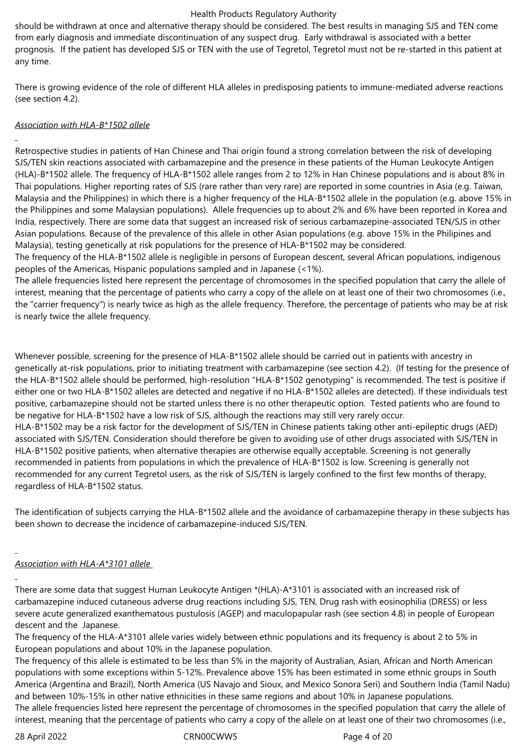should be withdrawn at once and alternative therapy should be considered. The best results in managing SJS and TEN come from early diagnosis and immediate discontinuation of any suspect drug. Early withdrawal is associated with a better prognosis. If the patient has developed SJS or TEN with the use of Tegretol, Tegretol must not be re-started in this patient at any time.

There is growing evidence of the role of different HLA alleles in predisposing patients to immune-mediated adverse reactions (see section 4.2).

*Association with HLA-B*1502 allele*

Retrospective studies in patients of Han Chinese and Thai origin found a strong correlation between the risk of developing SJS/TEN skin reactions associated with carbamazepine and the presence in these patients of the Human Leukocyte Antigen (HLA)-B*1502 allele. The frequency of HLA-B*1502 allele ranges from 2 to 12% in Han Chinese populations and is about 8% in Thai populations. Higher reporting rates of SJS (rare rather than very rare) are reported in some countries in Asia (e.g. Taiwan, Malaysia and the Philippines) in which there is a higher frequency of the HLA-B*1502 allele in the population (e.g. above 15% in the Philippines and some Malaysian populations). Allele frequencies up to about 2% and 6% have been reported in Korea and India, respectively. There are some data that suggest an increased risk of serious carbamazepine-associated TEN/SJS in other Asian populations. Because of the prevalence of this allele in other Asian populations (e.g. above 15% in the Philipines and Malaysia), testing genetically at risk populations for the presence of HLA-B*1502 may be considered.
The frequency of the HLA-B*1502 allele is negligible in persons of European descent, several African populations, indigenous peoples of the Americas, Hispanic populations sampled and in Japanese (<1%).
The allele frequencies listed here represent the percentage of chromosomes in the specified population that carry the allele of interest, meaning that the percentage of patients who carry a copy of the allele on at least one of their two chromosomes (i.e., the "carrier frequency") is nearly twice as high as the allele frequency. Therefore, the percentage of patients who may be at risk is nearly twice the allele frequency.

Whenever possible, screening for the presence of HLA-B*1502 allele should be carried out in patients with ancestry in genetically at-risk populations, prior to initiating treatment with carbamazepine (see section 4.2). (If testing for the presence of the HLA-B*1502 allele should be performed, high-resolution "HLA-B*1502 genotyping" is recommended. The test is positive if either one or two HLA-B*1502 alleles are detected and negative if no HLA-B*1502 alleles are detected). If these individuals test positive, carbamazepine should not be started unless there is no other therapeutic option. Tested patients who are found to be negative for HLA-B*1502 have a low risk of SJS, although the reactions may still very rarely occur.
HLA-B*1502 may be a risk factor for the development of SJS/TEN in Chinese patients taking other anti-epileptic drugs (AED) associated with SJS/TEN. Consideration should therefore be given to avoiding use of other drugs associated with SJS/TEN in HLA-B*1502 positive patients, when alternative therapies are otherwise equally acceptable. Screening is not generally recommended in patients from populations in which the prevalence of HLA-B*1502 is low. Screening is generally not recommended for any current Tegretol users, as the risk of SJS/TEN is largely confined to the first few months of therapy, regardless of HLA-B*1502 status.

The identification of subjects carrying the HLA-B*1502 allele and the avoidance of carbamazepine therapy in these subjects has been shown to decrease the incidence of carbamazepine-induced SJS/TEN.

*Association with HLA-A*3101 allele*

There are some data that suggest Human Leukocyte Antigen *(HLA)-A*3101 is associated with an increased risk of carbamazepine induced cutaneous adverse drug reactions including SJS, TEN, Drug rash with eosinophilia (DRESS) or less severe acute generalized exanthematous pustulosis (AGEP) and maculopapular rash (see section 4.8) in people of European descent and the Japanese.
The frequency of the HLA-A*3101 allele varies widely between ethnic populations and its frequency is about 2 to 5% in European populations and about 10% in the Japanese population.
The frequency of this allele is estimated to be less than 5% in the majority of Australian, Asian, African and North American populations with some exceptions within 5-12%. Prevalence above 15% has been estimated in some ethnic groups in South America (Argentina and Brazil), North America (US Navajo and Sioux, and Mexico Sonora Seri) and Southern India (Tamil Nadu) and between 10%-15% in other native ethnicities in these same regions and about 10% in Japanese populations.
The allele frequencies listed here represent the percentage of chromosomes in the specified population that carry the allele of interest, meaning that the percentage of patients who carry a copy of the allele on at least one of their two chromosomes (i.e.,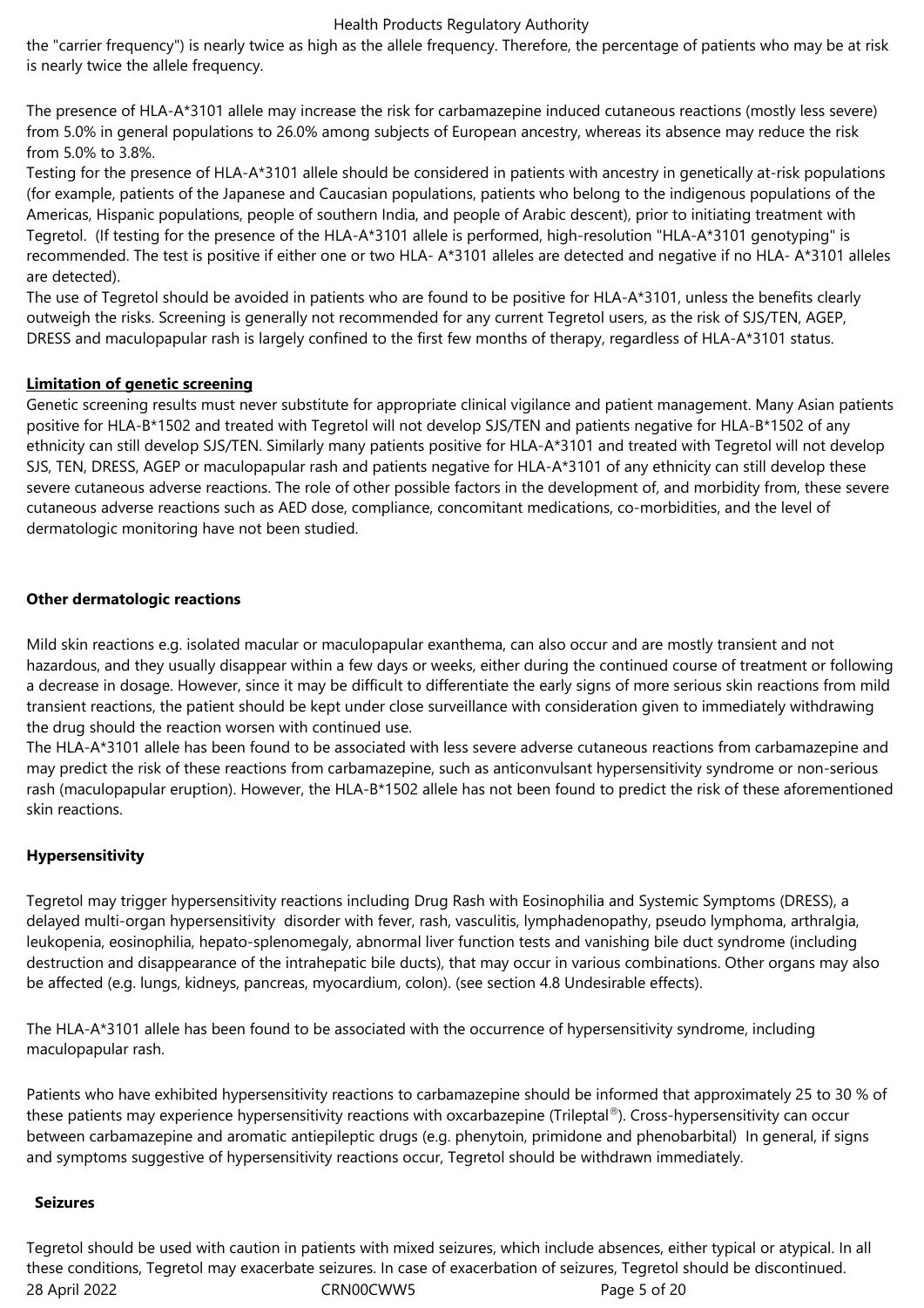the "carrier frequency") is nearly twice as high as the allele frequency. Therefore, the percentage of patients who may be at risk is nearly twice the allele frequency.

The presence of HLA-A*3101 allele may increase the risk for carbamazepine induced cutaneous reactions (mostly less severe) from 5.0% in general populations to 26.0% among subjects of European ancestry, whereas its absence may reduce the risk from 5.0% to 3.8%.

Testing for the presence of HLA-A*3101 allele should be considered in patients with ancestry in genetically at-risk populations (for example, patients of the Japanese and Caucasian populations, patients who belong to the indigenous populations of the Americas, Hispanic populations, people of southern India, and people of Arabic descent), prior to initiating treatment with Tegretol. (If testing for the presence of the HLA-A*3101 allele is performed, high-resolution "HLA-A*3101 genotyping" is recommended. The test is positive if either one or two HLA- A*3101 alleles are detected and negative if no HLA- A*3101 alleles are detected).

The use of Tegretol should be avoided in patients who are found to be positive for HLA-A*3101, unless the benefits clearly outweigh the risks. Screening is generally not recommended for any current Tegretol users, as the risk of SJS/TEN, AGEP, DRESS and maculopapular rash is largely confined to the first few months of therapy, regardless of HLA-A*3101 status.

**Limitation of genetic screening**

Genetic screening results must never substitute for appropriate clinical vigilance and patient management. Many Asian patients positive for HLA-B*1502 and treated with Tegretol will not develop SJS/TEN and patients negative for HLA-B*1502 of any ethnicity can still develop SJS/TEN. Similarly many patients positive for HLA-A*3101 and treated with Tegretol will not develop SJS, TEN, DRESS, AGEP or maculopapular rash and patients negative for HLA-A*3101 of any ethnicity can still develop these severe cutaneous adverse reactions. The role of other possible factors in the development of, and morbidity from, these severe cutaneous adverse reactions such as AED dose, compliance, concomitant medications, co-morbidities, and the level of dermatologic monitoring have not been studied.

**Other dermatologic reactions**

Mild skin reactions e.g. isolated macular or maculopapular exanthema, can also occur and are mostly transient and not hazardous, and they usually disappear within a few days or weeks, either during the continued course of treatment or following a decrease in dosage. However, since it may be difficult to differentiate the early signs of more serious skin reactions from mild transient reactions, the patient should be kept under close surveillance with consideration given to immediately withdrawing the drug should the reaction worsen with continued use.

The HLA-A*3101 allele has been found to be associated with less severe adverse cutaneous reactions from carbamazepine and may predict the risk of these reactions from carbamazepine, such as anticonvulsant hypersensitivity syndrome or non-serious rash (maculopapular eruption). However, the HLA-B*1502 allele has not been found to predict the risk of these aforementioned skin reactions.

**Hypersensitivity**

Tegretol may trigger hypersensitivity reactions including Drug Rash with Eosinophilia and Systemic Symptoms (DRESS), a delayed multi-organ hypersensitivity disorder with fever, rash, vasculitis, lymphadenopathy, pseudo lymphoma, arthralgia, leukopenia, eosinophilia, hepato-splenomegaly, abnormal liver function tests and vanishing bile duct syndrome (including destruction and disappearance of the intrahepatic bile ducts), that may occur in various combinations. Other organs may also be affected (e.g. lungs, kidneys, pancreas, myocardium, colon). (see section 4.8 Undesirable effects).

The HLA-A*3101 allele has been found to be associated with the occurrence of hypersensitivity syndrome, including maculopapular rash.

Patients who have exhibited hypersensitivity reactions to carbamazepine should be informed that approximately 25 to 30 % of these patients may experience hypersensitivity reactions with oxcarbazepine (Trileptal®). Cross-hypersensitivity can occur between carbamazepine and aromatic antiepileptic drugs (e.g. phenytoin, primidone and phenobarbital) In general, if signs and symptoms suggestive of hypersensitivity reactions occur, Tegretol should be withdrawn immediately.

**Seizures**

Tegretol should be used with caution in patients with mixed seizures, which include absences, either typical or atypical. In all these conditions, Tegretol may exacerbate seizures. In case of exacerbation of seizures, Tegretol should be discontinued.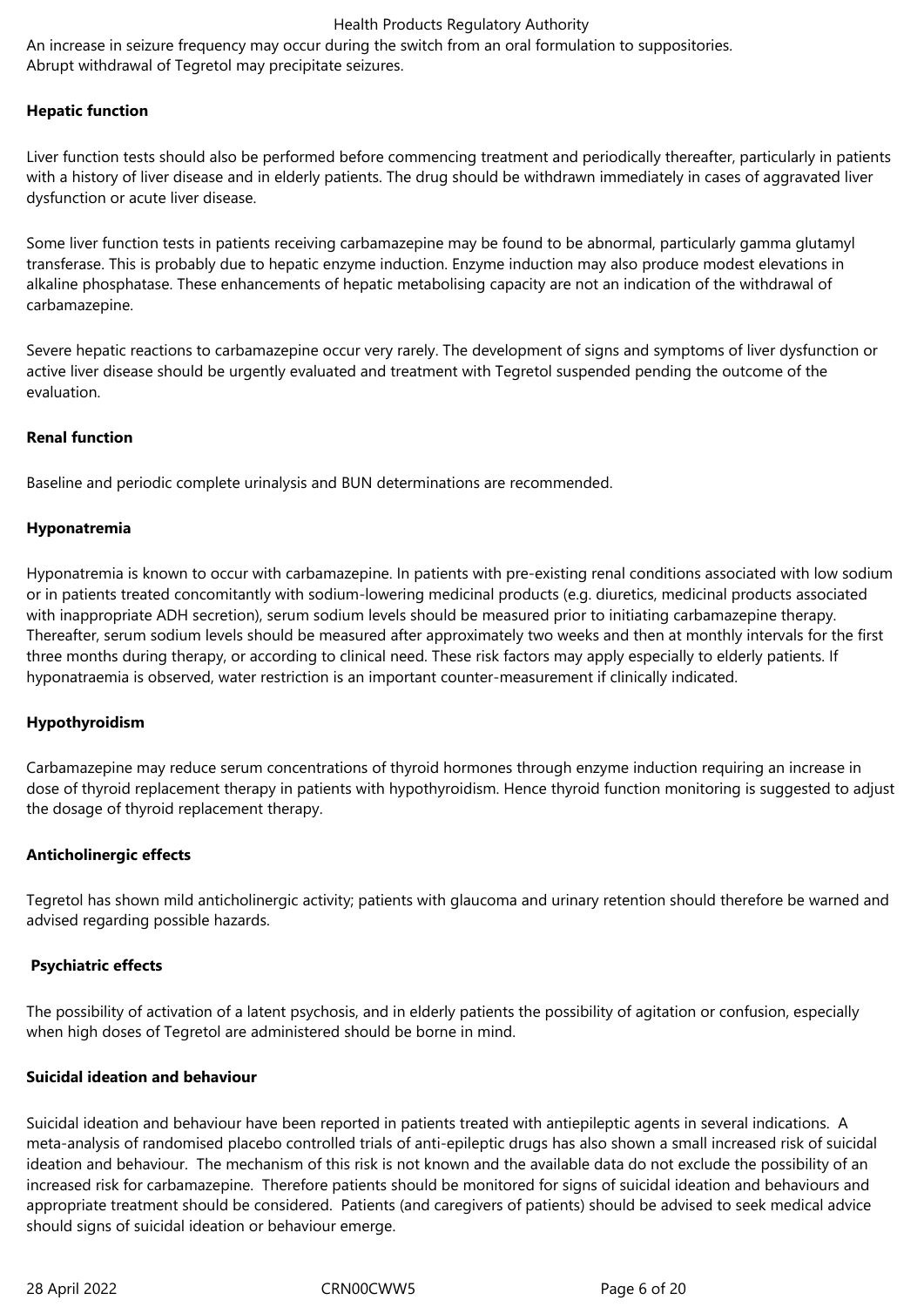An increase in seizure frequency may occur during the switch from an oral formulation to suppositories.
Abrupt withdrawal of Tegretol may precipitate seizures.

**Hepatic function**

Liver function tests should also be performed before commencing treatment and periodically thereafter, particularly in patients with a history of liver disease and in elderly patients. The drug should be withdrawn immediately in cases of aggravated liver dysfunction or acute liver disease.

Some liver function tests in patients receiving carbamazepine may be found to be abnormal, particularly gamma glutamyl transferase. This is probably due to hepatic enzyme induction. Enzyme induction may also produce modest elevations in alkaline phosphatase. These enhancements of hepatic metabolising capacity are not an indication of the withdrawal of carbamazepine.

Severe hepatic reactions to carbamazepine occur very rarely. The development of signs and symptoms of liver dysfunction or active liver disease should be urgently evaluated and treatment with Tegretol suspended pending the outcome of the evaluation.

**Renal function**

Baseline and periodic complete urinalysis and BUN determinations are recommended.

**Hyponatremia**

Hyponatremia is known to occur with carbamazepine. In patients with pre-existing renal conditions associated with low sodium or in patients treated concomitantly with sodium-lowering medicinal products (e.g. diuretics, medicinal products associated with inappropriate ADH secretion), serum sodium levels should be measured prior to initiating carbamazepine therapy. Thereafter, serum sodium levels should be measured after approximately two weeks and then at monthly intervals for the first three months during therapy, or according to clinical need. These risk factors may apply especially to elderly patients. If hyponatraemia is observed, water restriction is an important counter-measurement if clinically indicated.

**Hypothyroidism**

Carbamazepine may reduce serum concentrations of thyroid hormones through enzyme induction requiring an increase in dose of thyroid replacement therapy in patients with hypothyroidism. Hence thyroid function monitoring is suggested to adjust the dosage of thyroid replacement therapy.

**Anticholinergic effects**

Tegretol has shown mild anticholinergic activity; patients with glaucoma and urinary retention should therefore be warned and advised regarding possible hazards.

**Psychiatric effects**

The possibility of activation of a latent psychosis, and in elderly patients the possibility of agitation or confusion, especially when high doses of Tegretol are administered should be borne in mind.

**Suicidal ideation and behaviour**

Suicidal ideation and behaviour have been reported in patients treated with antiepileptic agents in several indications. A meta-analysis of randomised placebo controlled trials of anti-epileptic drugs has also shown a small increased risk of suicidal ideation and behaviour. The mechanism of this risk is not known and the available data do not exclude the possibility of an increased risk for carbamazepine. Therefore patients should be monitored for signs of suicidal ideation and behaviours and appropriate treatment should be considered. Patients (and caregivers of patients) should be advised to seek medical advice should signs of suicidal ideation or behaviour emerge.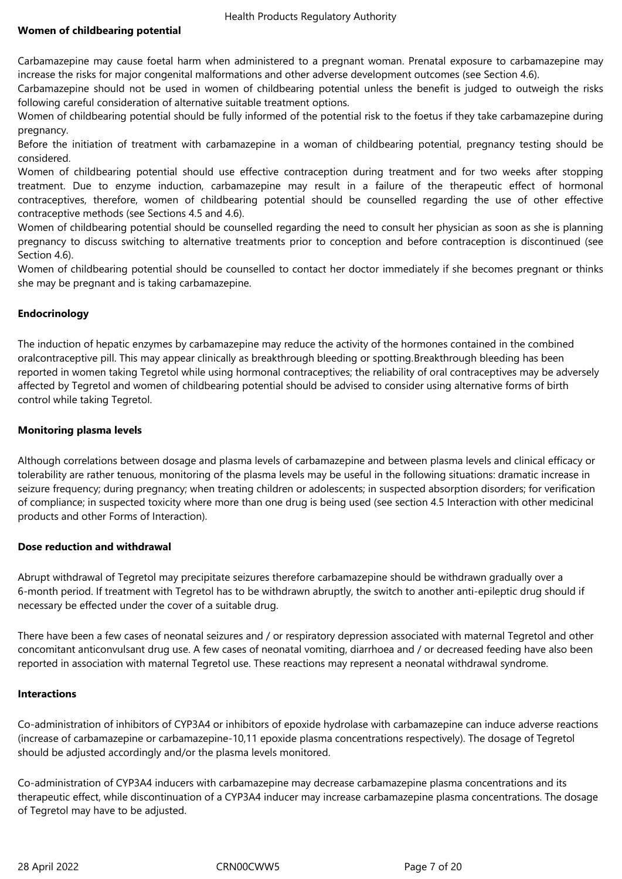**Women of childbearing potential**

Carbamazepine may cause foetal harm when administered to a pregnant woman. Prenatal exposure to carbamazepine may increase the risks for major congenital malformations and other adverse development outcomes (see Section 4.6).
Carbamazepine should not be used in women of childbearing potential unless the benefit is judged to outweigh the risks following careful consideration of alternative suitable treatment options.
Women of childbearing potential should be fully informed of the potential risk to the foetus if they take carbamazepine during pregnancy.
Before the initiation of treatment with carbamazepine in a woman of childbearing potential, pregnancy testing should be considered.
Women of childbearing potential should use effective contraception during treatment and for two weeks after stopping treatment. Due to enzyme induction, carbamazepine may result in a failure of the therapeutic effect of hormonal contraceptives, therefore, women of childbearing potential should be counselled regarding the use of other effective contraceptive methods (see Sections 4.5 and 4.6).
Women of childbearing potential should be counselled regarding the need to consult her physician as soon as she is planning pregnancy to discuss switching to alternative treatments prior to conception and before contraception is discontinued (see Section 4.6).
Women of childbearing potential should be counselled to contact her doctor immediately if she becomes pregnant or thinks she may be pregnant and is taking carbamazepine.

**Endocrinology**

The induction of hepatic enzymes by carbamazepine may reduce the activity of the hormones contained in the combined oralcontraceptive pill. This may appear clinically as breakthrough bleeding or spotting.Breakthrough bleeding has been reported in women taking Tegretol while using hormonal contraceptives; the reliability of oral contraceptives may be adversely affected by Tegretol and women of childbearing potential should be advised to consider using alternative forms of birth control while taking Tegretol.

**Monitoring plasma levels**

Although correlations between dosage and plasma levels of carbamazepine and between plasma levels and clinical efficacy or tolerability are rather tenuous, monitoring of the plasma levels may be useful in the following situations: dramatic increase in seizure frequency; during pregnancy; when treating children or adolescents; in suspected absorption disorders; for verification of compliance; in suspected toxicity where more than one drug is being used (see section 4.5 Interaction with other medicinal products and other Forms of Interaction).

**Dose reduction and withdrawal**

Abrupt withdrawal of Tegretol may precipitate seizures therefore carbamazepine should be withdrawn gradually over a 6-month period. If treatment with Tegretol has to be withdrawn abruptly, the switch to another anti-epileptic drug should if necessary be effected under the cover of a suitable drug.

There have been a few cases of neonatal seizures and / or respiratory depression associated with maternal Tegretol and other concomitant anticonvulsant drug use. A few cases of neonatal vomiting, diarrhoea and / or decreased feeding have also been reported in association with maternal Tegretol use. These reactions may represent a neonatal withdrawal syndrome.

**Interactions**

Co-administration of inhibitors of CYP3A4 or inhibitors of epoxide hydrolase with carbamazepine can induce adverse reactions (increase of carbamazepine or carbamazepine-10,11 epoxide plasma concentrations respectively). The dosage of Tegretol should be adjusted accordingly and/or the plasma levels monitored.

Co-administration of CYP3A4 inducers with carbamazepine may decrease carbamazepine plasma concentrations and its therapeutic effect, while discontinuation of a CYP3A4 inducer may increase carbamazepine plasma concentrations. The dosage of Tegretol may have to be adjusted.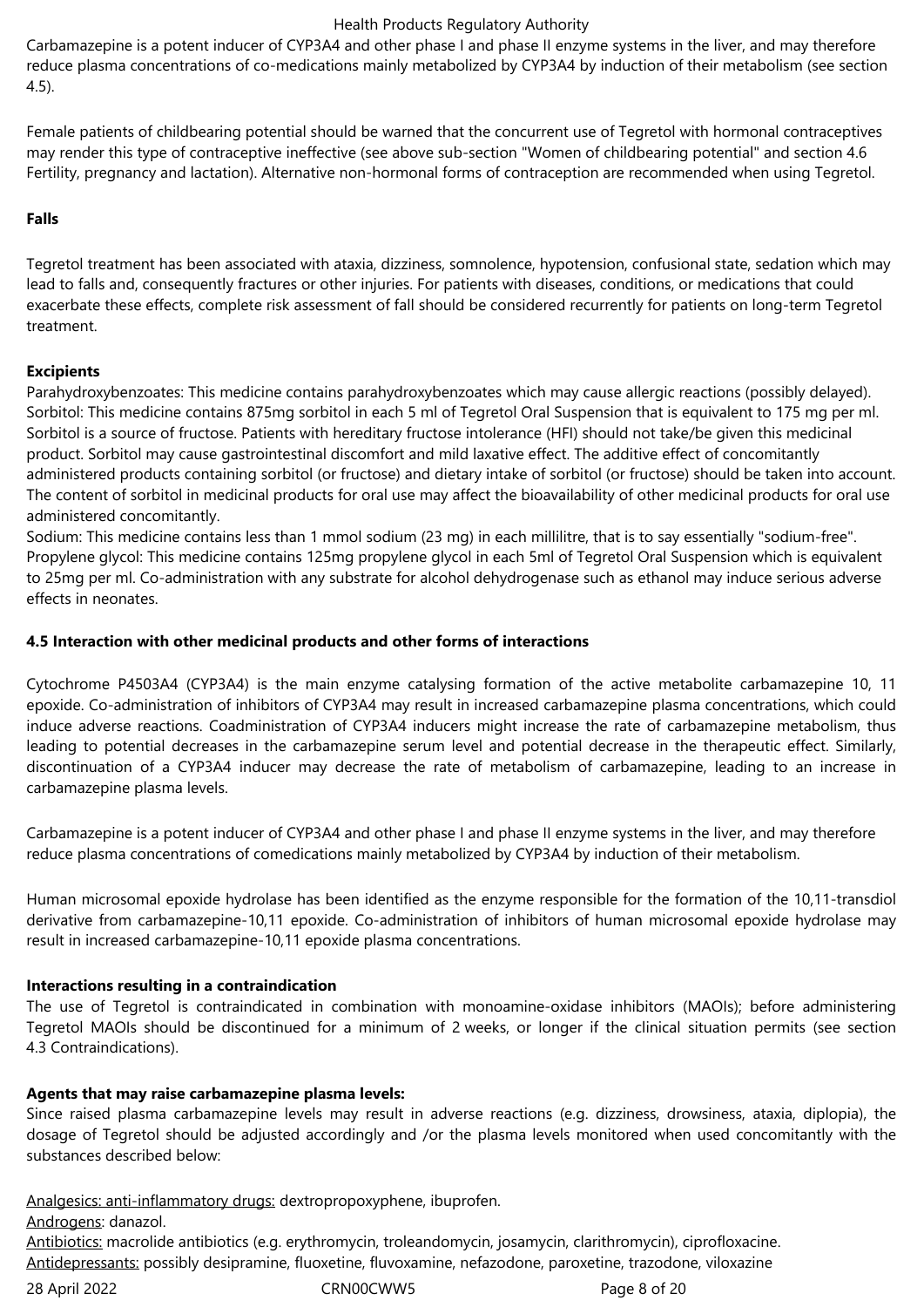Carbamazepine is a potent inducer of CYP3A4 and other phase I and phase II enzyme systems in the liver, and may therefore reduce plasma concentrations of co-medications mainly metabolized by CYP3A4 by induction of their metabolism (see section 4.5).

Female patients of childbearing potential should be warned that the concurrent use of Tegretol with hormonal contraceptives may render this type of contraceptive ineffective (see above sub-section "Women of childbearing potential" and section 4.6 Fertility, pregnancy and lactation). Alternative non-hormonal forms of contraception are recommended when using Tegretol.

**Falls**

Tegretol treatment has been associated with ataxia, dizziness, somnolence, hypotension, confusional state, sedation which may lead to falls and, consequently fractures or other injuries. For patients with diseases, conditions, or medications that could exacerbate these effects, complete risk assessment of fall should be considered recurrently for patients on long-term Tegretol treatment.

**Excipients**

Parahydroxybenzoates: This medicine contains parahydroxybenzoates which may cause allergic reactions (possibly delayed).
Sorbitol: This medicine contains 875mg sorbitol in each 5 ml of Tegretol Oral Suspension that is equivalent to 175 mg per ml. Sorbitol is a source of fructose. Patients with hereditary fructose intolerance (HFI) should not take/be given this medicinal product. Sorbitol may cause gastrointestinal discomfort and mild laxative effect. The additive effect of concomitantly administered products containing sorbitol (or fructose) and dietary intake of sorbitol (or fructose) should be taken into account. The content of sorbitol in medicinal products for oral use may affect the bioavailability of other medicinal products for oral use administered concomitantly.
Sodium: This medicine contains less than 1 mmol sodium (23 mg) in each millilitre, that is to say essentially "sodium-free".
Propylene glycol: This medicine contains 125mg propylene glycol in each 5ml of Tegretol Oral Suspension which is equivalent to 25mg per ml. Co-administration with any substrate for alcohol dehydrogenase such as ethanol may induce serious adverse effects in neonates.

**4.5 Interaction with other medicinal products and other forms of interactions**

Cytochrome P4503A4 (CYP3A4) is the main enzyme catalysing formation of the active metabolite carbamazepine 10, 11 epoxide. Co-administration of inhibitors of CYP3A4 may result in increased carbamazepine plasma concentrations, which could induce adverse reactions. Coadministration of CYP3A4 inducers might increase the rate of carbamazepine metabolism, thus leading to potential decreases in the carbamazepine serum level and potential decrease in the therapeutic effect. Similarly, discontinuation of a CYP3A4 inducer may decrease the rate of metabolism of carbamazepine, leading to an increase in carbamazepine plasma levels.

Carbamazepine is a potent inducer of CYP3A4 and other phase I and phase II enzyme systems in the liver, and may therefore reduce plasma concentrations of comedications mainly metabolized by CYP3A4 by induction of their metabolism.

Human microsomal epoxide hydrolase has been identified as the enzyme responsible for the formation of the 10,11-transdiol derivative from carbamazepine-10,11 epoxide. Co-administration of inhibitors of human microsomal epoxide hydrolase may result in increased carbamazepine-10,11 epoxide plasma concentrations.

**Interactions resulting in a contraindication**

The use of Tegretol is contraindicated in combination with monoamine-oxidase inhibitors (MAOIs); before administering Tegretol MAOIs should be discontinued for a minimum of 2 weeks, or longer if the clinical situation permits (see section 4.3 Contraindications).

**Agents that may raise carbamazepine plasma levels:**

Since raised plasma carbamazepine levels may result in adverse reactions (e.g. dizziness, drowsiness, ataxia, diplopia), the dosage of Tegretol should be adjusted accordingly and /or the plasma levels monitored when used concomitantly with the substances described below:

<u>Analgesics: anti-inflammatory drugs:</u> dextropropoxyphene, ibuprofen.
<u>Androgens</u>: danazol.
<u>Antibiotics:</u> macrolide antibiotics (e.g. erythromycin, troleandomycin, josamycin, clarithromycin), ciprofloxacine.
<u>Antidepressants:</u> possibly desipramine, fluoxetine, fluvoxamine, nefazodone, paroxetine, trazodone, viloxazine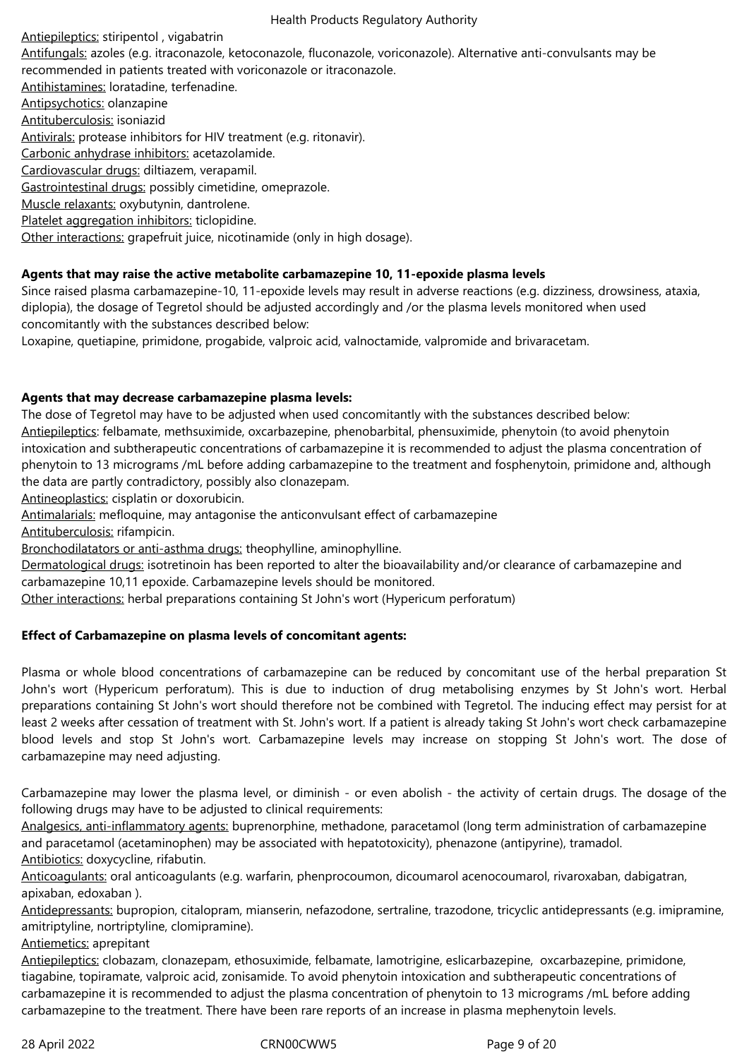Antiepileptics: stiripentol , vigabatrin
Antifungals: azoles (e.g. itraconazole, ketoconazole, fluconazole, voriconazole). Alternative anti-convulsants may be recommended in patients treated with voriconazole or itraconazole.
Antihistamines: loratadine, terfenadine.
Antipsychotics: olanzapine
Antituberculosis: isoniazid
Antivirals: protease inhibitors for HIV treatment (e.g. ritonavir).
Carbonic anhydrase inhibitors: acetazolamide.
Cardiovascular drugs: diltiazem, verapamil.
Gastrointestinal drugs: possibly cimetidine, omeprazole.
Muscle relaxants: oxybutynin, dantrolene.
Platelet aggregation inhibitors: ticlopidine.
Other interactions: grapefruit juice, nicotinamide (only in high dosage).

**Agents that may raise the active metabolite carbamazepine 10, 11-epoxide plasma levels**

Since raised plasma carbamazepine-10, 11-epoxide levels may result in adverse reactions (e.g. dizziness, drowsiness, ataxia, diplopia), the dosage of Tegretol should be adjusted accordingly and /or the plasma levels monitored when used concomitantly with the substances described below:
Loxapine, quetiapine, primidone, progabide, valproic acid, valnoctamide, valpromide and brivaracetam.

**Agents that may decrease carbamazepine plasma levels:**

The dose of Tegretol may have to be adjusted when used concomitantly with the substances described below:
Antiepileptics: felbamate, methsuximide, oxcarbazepine, phenobarbital, phensuximide, phenytoin (to avoid phenytoin intoxication and subtherapeutic concentrations of carbamazepine it is recommended to adjust the plasma concentration of phenytoin to 13 micrograms /mL before adding carbamazepine to the treatment and fosphenytoin, primidone and, although the data are partly contradictory, possibly also clonazepam.
Antineoplastics: cisplatin or doxorubicin.
Antimalarials: mefloquine, may antagonise the anticonvulsant effect of carbamazepine
Antituberculosis: rifampicin.
Bronchodilatators or anti-asthma drugs: theophylline, aminophylline.
Dermatological drugs: isotretinoin has been reported to alter the bioavailability and/or clearance of carbamazepine and carbamazepine 10,11 epoxide. Carbamazepine levels should be monitored.
Other interactions: herbal preparations containing St John's wort (Hypericum perforatum)

**Effect of Carbamazepine on plasma levels of concomitant agents:**

Plasma or whole blood concentrations of carbamazepine can be reduced by concomitant use of the herbal preparation St John's wort (Hypericum perforatum). This is due to induction of drug metabolising enzymes by St John's wort. Herbal preparations containing St John's wort should therefore not be combined with Tegretol. The inducing effect may persist for at least 2 weeks after cessation of treatment with St. John's wort. If a patient is already taking St John's wort check carbamazepine blood levels and stop St John's wort. Carbamazepine levels may increase on stopping St John's wort. The dose of carbamazepine may need adjusting.

Carbamazepine may lower the plasma level, or diminish - or even abolish - the activity of certain drugs. The dosage of the following drugs may have to be adjusted to clinical requirements:
Analgesics, anti-inflammatory agents: buprenorphine, methadone, paracetamol (long term administration of carbamazepine and paracetamol (acetaminophen) may be associated with hepatotoxicity), phenazone (antipyrine), tramadol.
Antibiotics: doxycycline, rifabutin.
Anticoagulants: oral anticoagulants (e.g. warfarin, phenprocoumon, dicoumarol acenocoumarol, rivaroxaban, dabigatran, apixaban, edoxaban ).
Antidepressants: bupropion, citalopram, mianserin, nefazodone, sertraline, trazodone, tricyclic antidepressants (e.g. imipramine, amitriptyline, nortriptyline, clomipramine).
Antiemetics: aprepitant
Antiepileptics: clobazam, clonazepam, ethosuximide, felbamate, lamotrigine, eslicarbazepine, oxcarbazepine, primidone, tiagabine, topiramate, valproic acid, zonisamide. To avoid phenytoin intoxication and subtherapeutic concentrations of carbamazepine it is recommended to adjust the plasma concentration of phenytoin to 13 micrograms /mL before adding carbamazepine to the treatment. There have been rare reports of an increase in plasma mephenytoin levels.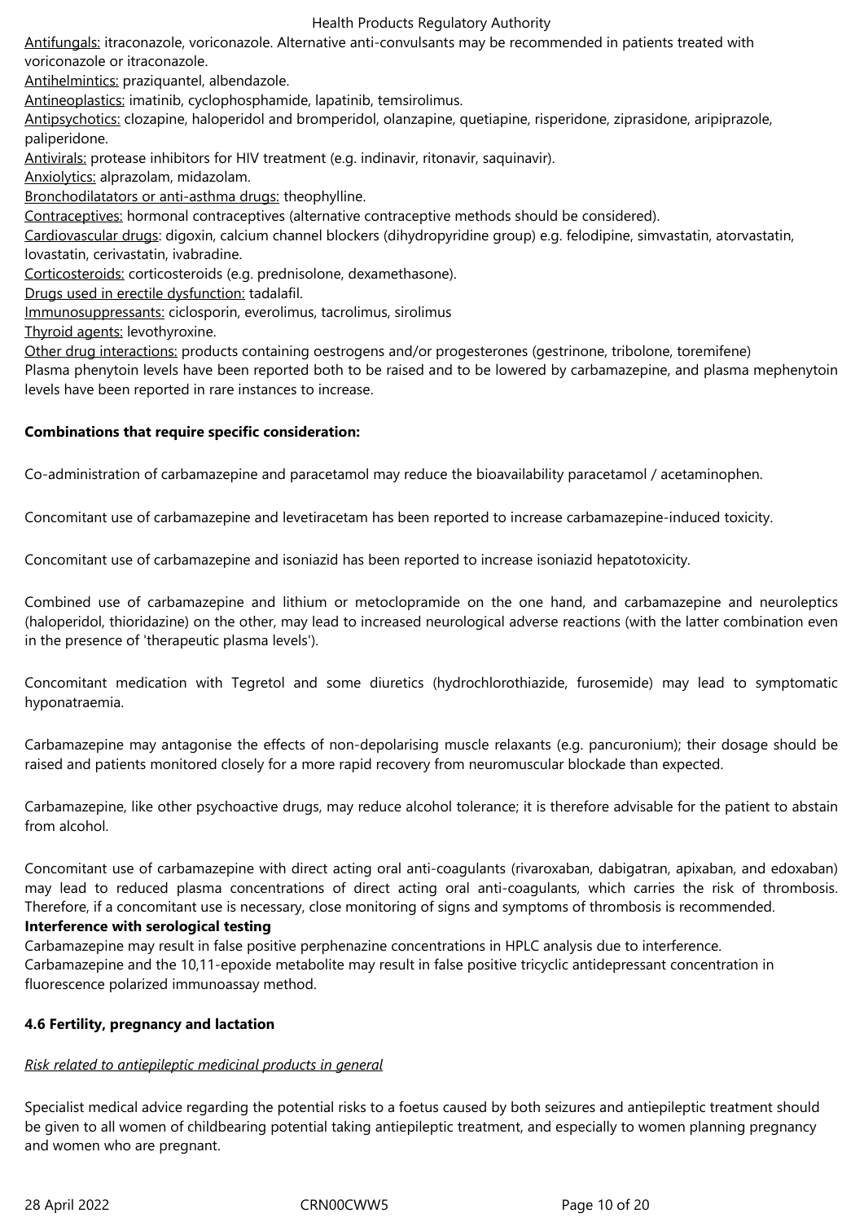<u>Antifungals:</u> itraconazole, voriconazole. Alternative anti-convulsants may be recommended in patients treated with voriconazole or itraconazole.
<u>Antihelmintics:</u> praziquantel, albendazole.
<u>Antineoplastics:</u> imatinib, cyclophosphamide, lapatinib, temsirolimus.
<u>Antipsychotics:</u> clozapine, haloperidol and bromperidol, olanzapine, quetiapine, risperidone, ziprasidone, aripiprazole, paliperidone.
<u>Antivirals:</u> protease inhibitors for HIV treatment (e.g. indinavir, ritonavir, saquinavir).
<u>Anxiolytics:</u> alprazolam, midazolam.
<u>Bronchodilatators or anti-asthma drugs:</u> theophylline.
<u>Contraceptives:</u> hormonal contraceptives (alternative contraceptive methods should be considered).
<u>Cardiovascular drugs</u>: digoxin, calcium channel blockers (dihydropyridine group) e.g. felodipine, simvastatin, atorvastatin, lovastatin, cerivastatin, ivabradine.
<u>Corticosteroids:</u> corticosteroids (e.g. prednisolone, dexamethasone).
<u>Drugs used in erectile dysfunction:</u> tadalafil.
<u>Immunosuppressants:</u> ciclosporin, everolimus, tacrolimus, sirolimus
<u>Thyroid agents:</u> levothyroxine.
<u>Other drug interactions:</u> products containing oestrogens and/or progesterones (gestrinone, tibolone, toremifene)
Plasma phenytoin levels have been reported both to be raised and to be lowered by carbamazepine, and plasma mephenytoin levels have been reported in rare instances to increase.

**Combinations that require specific consideration:**

Co-administration of carbamazepine and paracetamol may reduce the bioavailability paracetamol / acetaminophen.

Concomitant use of carbamazepine and levetiracetam has been reported to increase carbamazepine-induced toxicity.

Concomitant use of carbamazepine and isoniazid has been reported to increase isoniazid hepatotoxicity.

Combined use of carbamazepine and lithium or metoclopramide on the one hand, and carbamazepine and neuroleptics (haloperidol, thioridazine) on the other, may lead to increased neurological adverse reactions (with the latter combination even in the presence of 'therapeutic plasma levels').

Concomitant medication with Tegretol and some diuretics (hydrochlorothiazide, furosemide) may lead to symptomatic hyponatraemia.

Carbamazepine may antagonise the effects of non-depolarising muscle relaxants (e.g. pancuronium); their dosage should be raised and patients monitored closely for a more rapid recovery from neuromuscular blockade than expected.

Carbamazepine, like other psychoactive drugs, may reduce alcohol tolerance; it is therefore advisable for the patient to abstain from alcohol.

Concomitant use of carbamazepine with direct acting oral anti-coagulants (rivaroxaban, dabigatran, apixaban, and edoxaban) may lead to reduced plasma concentrations of direct acting oral anti-coagulants, which carries the risk of thrombosis. Therefore, if a concomitant use is necessary, close monitoring of signs and symptoms of thrombosis is recommended.

**Interference with serological testing**

Carbamazepine may result in false positive perphenazine concentrations in HPLC analysis due to interference.
Carbamazepine and the 10,11-epoxide metabolite may result in false positive tricyclic antidepressant concentration in fluorescence polarized immunoassay method.

### 4.6 Fertility, pregnancy and lactation

*<u>Risk related to antiepileptic medicinal products in general</u>*

Specialist medical advice regarding the potential risks to a foetus caused by both seizures and antiepileptic treatment should be given to all women of childbearing potential taking antiepileptic treatment, and especially to women planning pregnancy and women who are pregnant.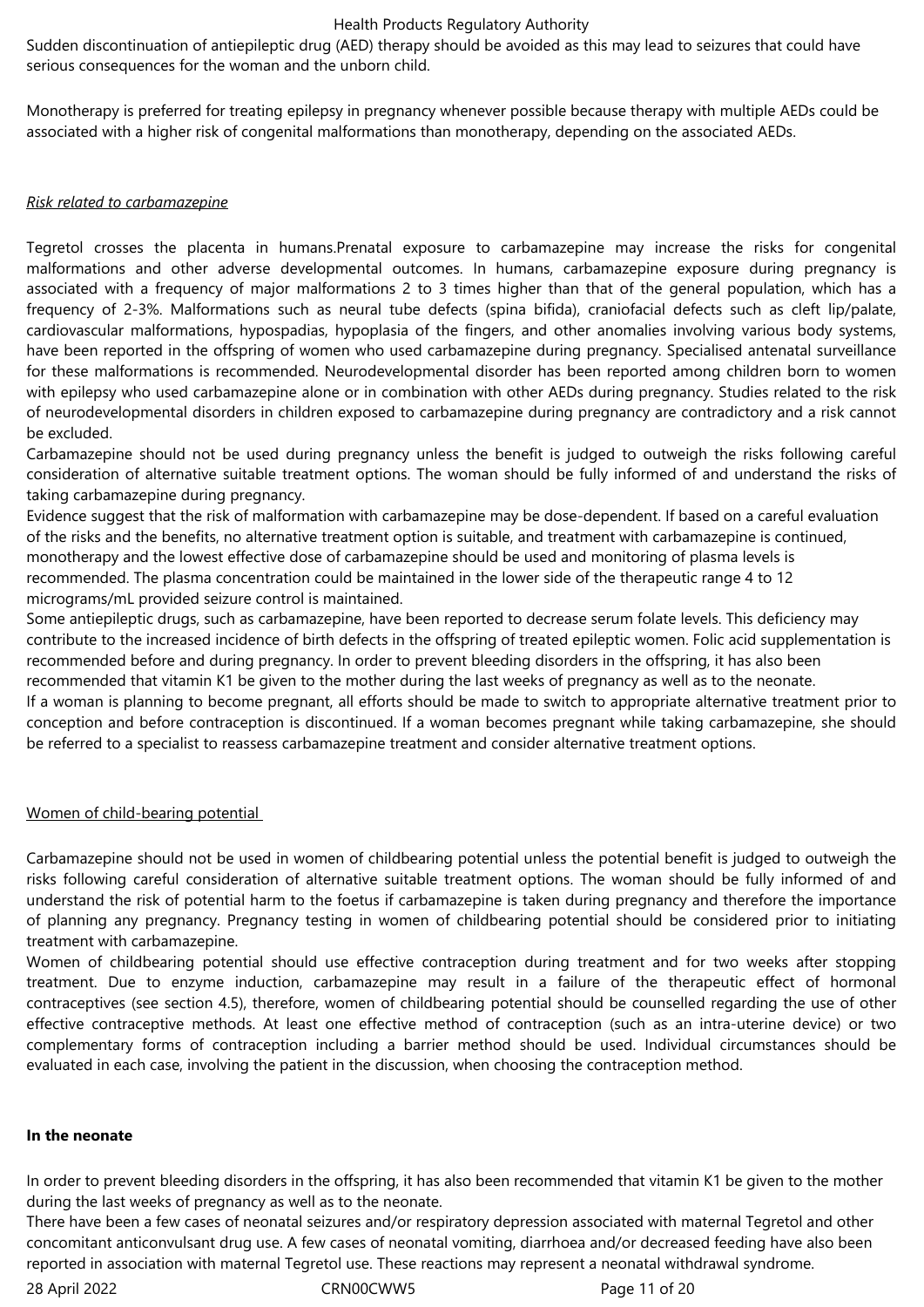Sudden discontinuation of antiepileptic drug (AED) therapy should be avoided as this may lead to seizures that could have serious consequences for the woman and the unborn child.

Monotherapy is preferred for treating epilepsy in pregnancy whenever possible because therapy with multiple AEDs could be associated with a higher risk of congenital malformations than monotherapy, depending on the associated AEDs.

*Risk related to carbamazepine*

Tegretol crosses the placenta in humans.Prenatal exposure to carbamazepine may increase the risks for congenital malformations and other adverse developmental outcomes. In humans, carbamazepine exposure during pregnancy is associated with a frequency of major malformations 2 to 3 times higher than that of the general population, which has a frequency of 2-3%. Malformations such as neural tube defects (spina bifida), craniofacial defects such as cleft lip/palate, cardiovascular malformations, hypospadias, hypoplasia of the fingers, and other anomalies involving various body systems, have been reported in the offspring of women who used carbamazepine during pregnancy. Specialised antenatal surveillance for these malformations is recommended. Neurodevelopmental disorder has been reported among children born to women with epilepsy who used carbamazepine alone or in combination with other AEDs during pregnancy. Studies related to the risk of neurodevelopmental disorders in children exposed to carbamazepine during pregnancy are contradictory and a risk cannot be excluded.

Carbamazepine should not be used during pregnancy unless the benefit is judged to outweigh the risks following careful consideration of alternative suitable treatment options. The woman should be fully informed of and understand the risks of taking carbamazepine during pregnancy.

Evidence suggest that the risk of malformation with carbamazepine may be dose-dependent. If based on a careful evaluation of the risks and the benefits, no alternative treatment option is suitable, and treatment with carbamazepine is continued, monotherapy and the lowest effective dose of carbamazepine should be used and monitoring of plasma levels is recommended. The plasma concentration could be maintained in the lower side of the therapeutic range 4 to 12 micrograms/mL provided seizure control is maintained.

Some antiepileptic drugs, such as carbamazepine, have been reported to decrease serum folate levels. This deficiency may contribute to the increased incidence of birth defects in the offspring of treated epileptic women. Folic acid supplementation is recommended before and during pregnancy. In order to prevent bleeding disorders in the offspring, it has also been recommended that vitamin K1 be given to the mother during the last weeks of pregnancy as well as to the neonate.

If a woman is planning to become pregnant, all efforts should be made to switch to appropriate alternative treatment prior to conception and before contraception is discontinued. If a woman becomes pregnant while taking carbamazepine, she should be referred to a specialist to reassess carbamazepine treatment and consider alternative treatment options.

Women of child-bearing potential

Carbamazepine should not be used in women of childbearing potential unless the potential benefit is judged to outweigh the risks following careful consideration of alternative suitable treatment options. The woman should be fully informed of and understand the risk of potential harm to the foetus if carbamazepine is taken during pregnancy and therefore the importance of planning any pregnancy. Pregnancy testing in women of childbearing potential should be considered prior to initiating treatment with carbamazepine.

Women of childbearing potential should use effective contraception during treatment and for two weeks after stopping treatment. Due to enzyme induction, carbamazepine may result in a failure of the therapeutic effect of hormonal contraceptives (see section 4.5), therefore, women of childbearing potential should be counselled regarding the use of other effective contraceptive methods. At least one effective method of contraception (such as an intra-uterine device) or two complementary forms of contraception including a barrier method should be used. Individual circumstances should be evaluated in each case, involving the patient in the discussion, when choosing the contraception method.

**In the neonate**

In order to prevent bleeding disorders in the offspring, it has also been recommended that vitamin K1 be given to the mother during the last weeks of pregnancy as well as to the neonate.

There have been a few cases of neonatal seizures and/or respiratory depression associated with maternal Tegretol and other concomitant anticonvulsant drug use. A few cases of neonatal vomiting, diarrhoea and/or decreased feeding have also been reported in association with maternal Tegretol use. These reactions may represent a neonatal withdrawal syndrome.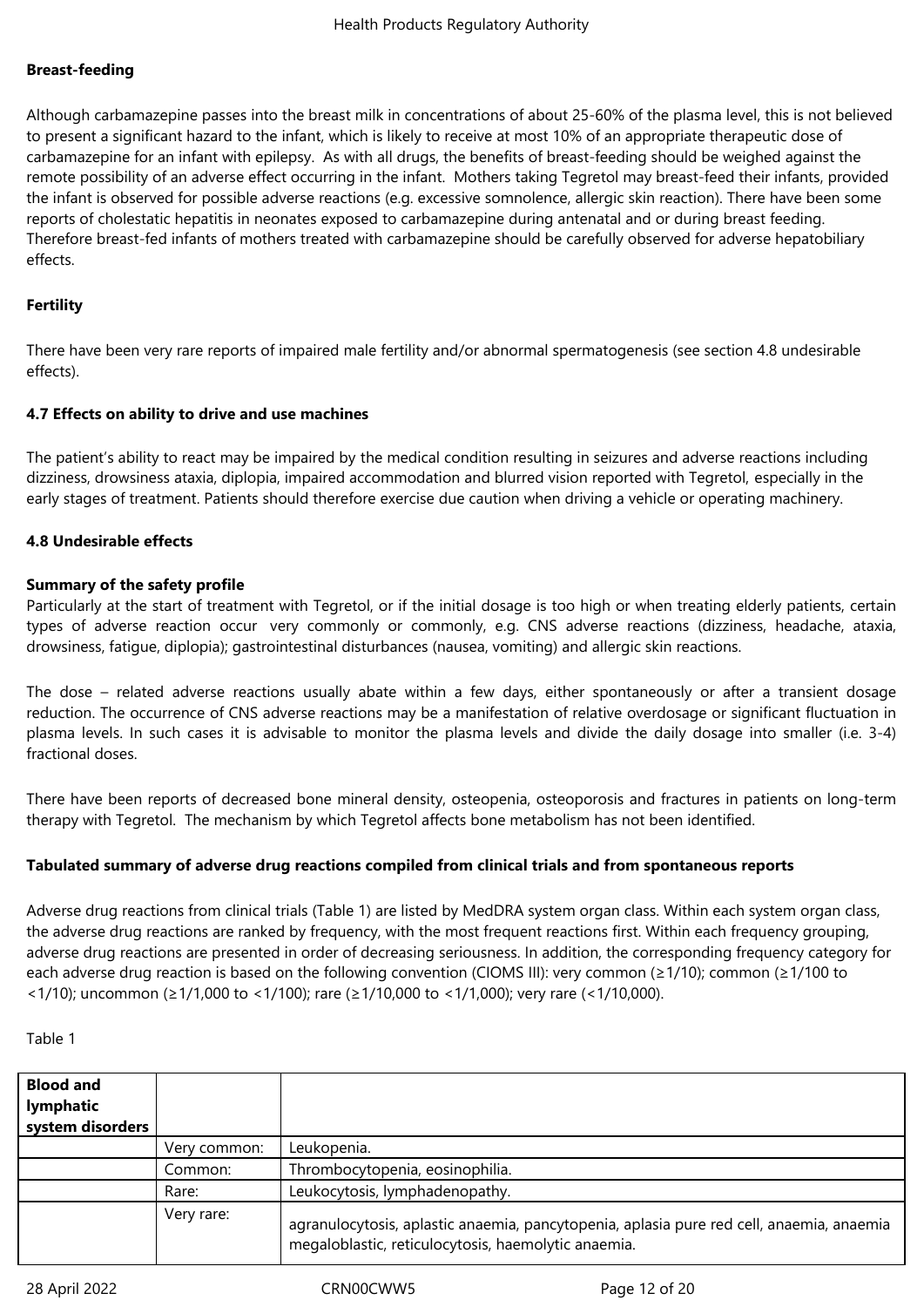**Breast-feeding**

Although carbamazepine passes into the breast milk in concentrations of about 25-60% of the plasma level, this is not believed to present a significant hazard to the infant, which is likely to receive at most 10% of an appropriate therapeutic dose of carbamazepine for an infant with epilepsy. As with all drugs, the benefits of breast-feeding should be weighed against the remote possibility of an adverse effect occurring in the infant. Mothers taking Tegretol may breast-feed their infants, provided the infant is observed for possible adverse reactions (e.g. excessive somnolence, allergic skin reaction). There have been some reports of cholestatic hepatitis in neonates exposed to carbamazepine during antenatal and or during breast feeding. Therefore breast-fed infants of mothers treated with carbamazepine should be carefully observed for adverse hepatobiliary effects.

**Fertility**

There have been very rare reports of impaired male fertility and/or abnormal spermatogenesis (see section 4.8 undesirable effects).

**4.7 Effects on ability to drive and use machines**

The patient's ability to react may be impaired by the medical condition resulting in seizures and adverse reactions including dizziness, drowsiness ataxia, diplopia, impaired accommodation and blurred vision reported with Tegretol, especially in the early stages of treatment. Patients should therefore exercise due caution when driving a vehicle or operating machinery.

**4.8 Undesirable effects**

**Summary of the safety profile**

Particularly at the start of treatment with Tegretol, or if the initial dosage is too high or when treating elderly patients, certain types of adverse reaction occur very commonly or commonly, e.g. CNS adverse reactions (dizziness, headache, ataxia, drowsiness, fatigue, diplopia); gastrointestinal disturbances (nausea, vomiting) and allergic skin reactions.

The dose – related adverse reactions usually abate within a few days, either spontaneously or after a transient dosage reduction. The occurrence of CNS adverse reactions may be a manifestation of relative overdosage or significant fluctuation in plasma levels. In such cases it is advisable to monitor the plasma levels and divide the daily dosage into smaller (i.e. 3-4) fractional doses.

There have been reports of decreased bone mineral density, osteopenia, osteoporosis and fractures in patients on long-term therapy with Tegretol. The mechanism by which Tegretol affects bone metabolism has not been identified.

**Tabulated summary of adverse drug reactions compiled from clinical trials and from spontaneous reports**

Adverse drug reactions from clinical trials (Table 1) are listed by MedDRA system organ class. Within each system organ class, the adverse drug reactions are ranked by frequency, with the most frequent reactions first. Within each frequency grouping, adverse drug reactions are presented in order of decreasing seriousness. In addition, the corresponding frequency category for each adverse drug reaction is based on the following convention (CIOMS III): very common (≥1/10); common (≥1/100 to <1/10); uncommon (≥1/1,000 to <1/100); rare (≥1/10,000 to <1/1,000); very rare (<1/10,000).

Table 1

| **Blood and lymphatic system disorders** | | |
|---|---|---|
| | Very common: | Leukopenia. |
| | Common: | Thrombocytopenia, eosinophilia. |
| | Rare: | Leukocytosis, lymphadenopathy. |
| | Very rare: | agranulocytosis, aplastic anaemia, pancytopenia, aplasia pure red cell, anaemia, anaemia megaloblastic, reticulocytosis, haemolytic anaemia. |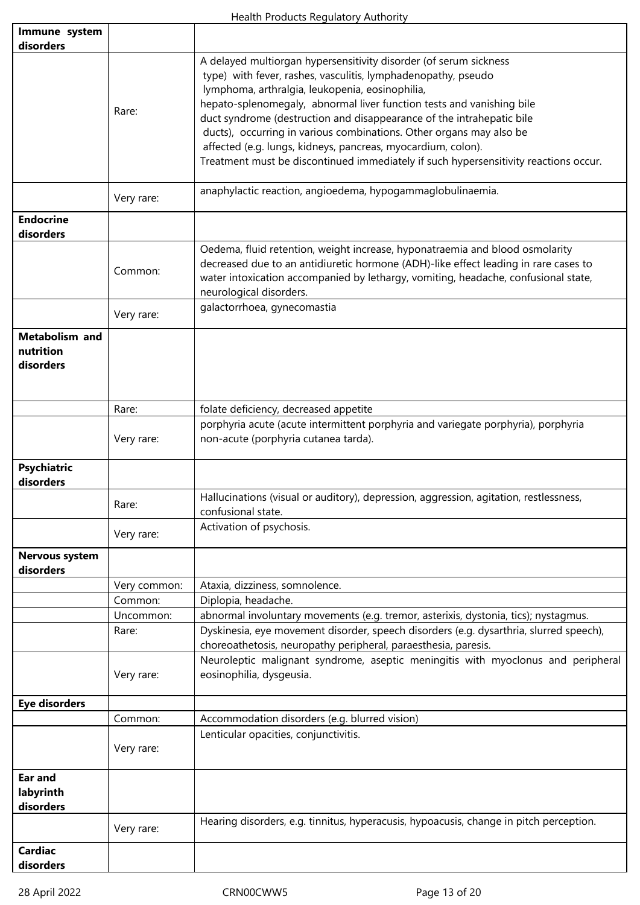| | | |
|---|---|---|
| **Immune system disorders** | | |
| | Rare: | A delayed multiorgan hypersensitivity disorder (of serum sickness type) with fever, rashes, vasculitis, lymphadenopathy, pseudo lymphoma, arthralgia, leukopenia, eosinophilia, hepato-splenomegaly, abnormal liver function tests and vanishing bile duct syndrome (destruction and disappearance of the intrahepatic bile ducts), occurring in various combinations. Other organs may also be affected (e.g. lungs, kidneys, pancreas, myocardium, colon). Treatment must be discontinued immediately if such hypersensitivity reactions occur. |
| | Very rare: | anaphylactic reaction, angioedema, hypogammaglobulinaemia. |
| **Endocrine disorders** | | |
| | Common: | Oedema, fluid retention, weight increase, hyponatraemia and blood osmolarity decreased due to an antidiuretic hormone (ADH)-like effect leading in rare cases to water intoxication accompanied by lethargy, vomiting, headache, confusional state, neurological disorders. |
| | Very rare: | galactorrhoea, gynecomastia |
| **Metabolism and nutrition disorders** | | |
| | Rare: | folate deficiency, decreased appetite |
| | Very rare: | porphyria acute (acute intermittent porphyria and variegate porphyria), porphyria non-acute (porphyria cutanea tarda). |
| **Psychiatric disorders** | | |
| | Rare: | Hallucinations (visual or auditory), depression, aggression, agitation, restlessness, confusional state. |
| | Very rare: | Activation of psychosis. |
| **Nervous system disorders** | | |
| | Very common: | Ataxia, dizziness, somnolence. |
| | Common: | Diplopia, headache. |
| | Uncommon: | abnormal involuntary movements (e.g. tremor, asterixis, dystonia, tics); nystagmus. |
| | Rare: | Dyskinesia, eye movement disorder, speech disorders (e.g. dysarthria, slurred speech), choreoathetosis, neuropathy peripheral, paraesthesia, paresis. |
| | Very rare: | Neuroleptic malignant syndrome, aseptic meningitis with myoclonus and peripheral eosinophilia, dysgeusia. |
| **Eye disorders** | | |
| | Common: | Accommodation disorders (e.g. blurred vision) |
| | Very rare: | Lenticular opacities, conjunctivitis. |
| **Ear and labyrinth disorders** | | |
| | Very rare: | Hearing disorders, e.g. tinnitus, hyperacusis, hypoacusis, change in pitch perception. |
| **Cardiac disorders** | | |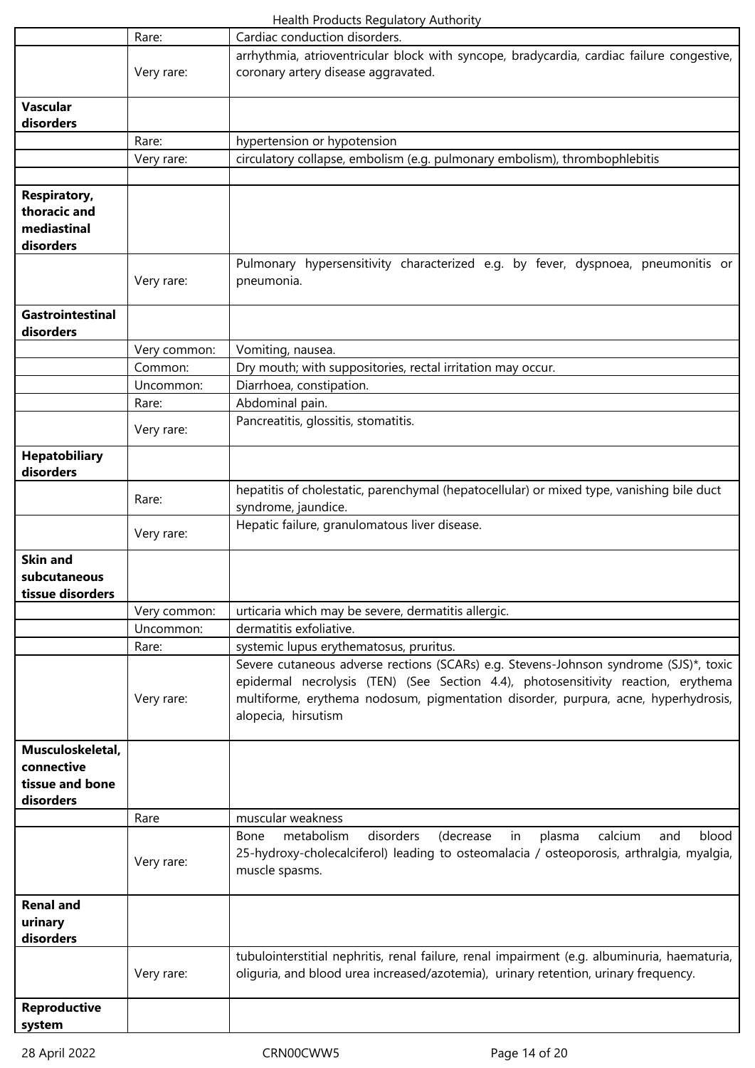| | | |
|---|---|---|
| | Rare: | Cardiac conduction disorders. |
| | Very rare: | arrhythmia, atrioventricular block with syncope, bradycardia, cardiac failure congestive, coronary artery disease aggravated. |
| **Vascular disorders** | | |
| | Rare: | hypertension or hypotension |
| | Very rare: | circulatory collapse, embolism (e.g. pulmonary embolism), thrombophlebitis |
| | | |
| **Respiratory, thoracic and mediastinal disorders** | | |
| | Very rare: | Pulmonary hypersensitivity characterized e.g. by fever, dyspnoea, pneumonitis or pneumonia. |
| **Gastrointestinal disorders** | | |
| | Very common: | Vomiting, nausea. |
| | Common: | Dry mouth; with suppositories, rectal irritation may occur. |
| | Uncommon: | Diarrhoea, constipation. |
| | Rare: | Abdominal pain. |
| | Very rare: | Pancreatitis, glossitis, stomatitis. |
| **Hepatobiliary disorders** | | |
| | Rare: | hepatitis of cholestatic, parenchymal (hepatocellular) or mixed type, vanishing bile duct syndrome, jaundice. |
| | Very rare: | Hepatic failure, granulomatous liver disease. |
| **Skin and subcutaneous tissue disorders** | | |
| | Very common: | urticaria which may be severe, dermatitis allergic. |
| | Uncommon: | dermatitis exfoliative. |
| | Rare: | systemic lupus erythematosus, pruritus. |
| | Very rare: | Severe cutaneous adverse rections (SCARs) e.g. Stevens-Johnson syndrome (SJS)*, toxic epidermal necrolysis (TEN) (See Section 4.4), photosensitivity reaction, erythema multiforme, erythema nodosum, pigmentation disorder, purpura, acne, hyperhydrosis, alopecia, hirsutism |
| **Musculoskeletal, connective tissue and bone disorders** | | |
| | Rare | muscular weakness |
| | Very rare: | Bone metabolism disorders (decrease in plasma calcium and blood 25-hydroxy-cholecalciferol) leading to osteomalacia / osteoporosis, arthralgia, myalgia, muscle spasms. |
| **Renal and urinary disorders** | | |
| | Very rare: | tubulointerstitial nephritis, renal failure, renal impairment (e.g. albuminuria, haematuria, oliguria, and blood urea increased/azotemia), urinary retention, urinary frequency. |
| **Reproductive system** | | |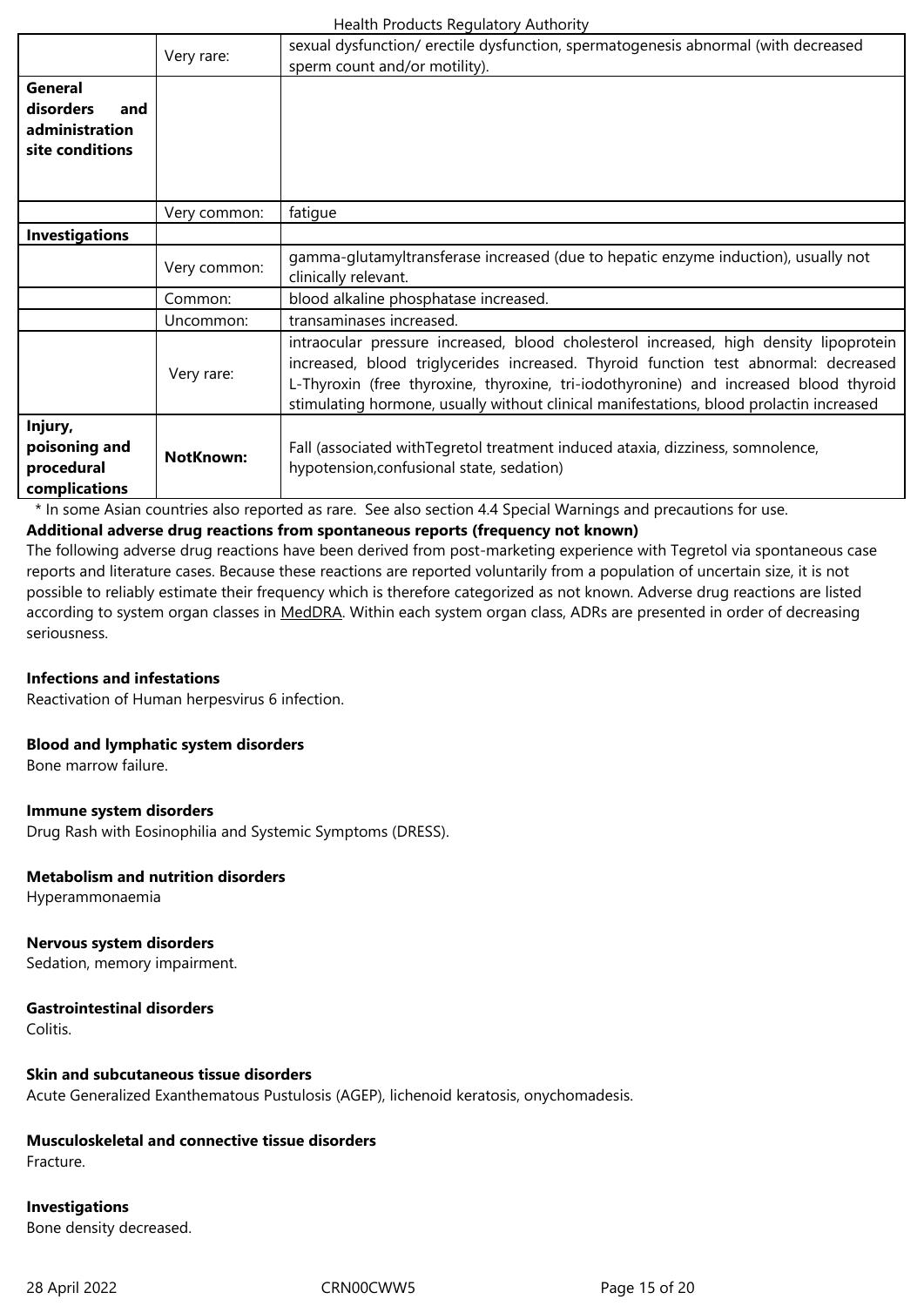|  |  |  |
|---|---|---|
|  | Very rare: | sexual dysfunction/ erectile dysfunction, spermatogenesis abnormal (with decreased sperm count and/or motility). |
| **General disorders and administration site conditions** |  |  |
|  | Very common: | fatigue |
| **Investigations** |  |  |
|  | Very common: | gamma-glutamyltransferase increased (due to hepatic enzyme induction), usually not clinically relevant. |
|  | Common: | blood alkaline phosphatase increased. |
|  | Uncommon: | transaminases increased. |
|  | Very rare: | intraocular pressure increased, blood cholesterol increased, high density lipoprotein increased, blood triglycerides increased. Thyroid function test abnormal: decreased L-Thyroxin (free thyroxine, thyroxine, tri-iodothyronine) and increased blood thyroid stimulating hormone, usually without clinical manifestations, blood prolactin increased |
| **Injury, poisoning and procedural complications** | **NotKnown:** | Fall (associated withTegretol treatment induced ataxia, dizziness, somnolence, hypotension,confusional state, sedation) |

\* In some Asian countries also reported as rare. See also section 4.4 Special Warnings and precautions for use.

**Additional adverse drug reactions from spontaneous reports (frequency not known)**

The following adverse drug reactions have been derived from post-marketing experience with Tegretol via spontaneous case reports and literature cases. Because these reactions are reported voluntarily from a population of uncertain size, it is not possible to reliably estimate their frequency which is therefore categorized as not known. Adverse drug reactions are listed according to system organ classes in MedDRA. Within each system organ class, ADRs are presented in order of decreasing seriousness.

**Infections and infestations**

Reactivation of Human herpesvirus 6 infection.

**Blood and lymphatic system disorders**

Bone marrow failure.

**Immune system disorders**

Drug Rash with Eosinophilia and Systemic Symptoms (DRESS).

**Metabolism and nutrition disorders**

Hyperammonaemia

**Nervous system disorders**

Sedation, memory impairment.

**Gastrointestinal disorders**

Colitis.

**Skin and subcutaneous tissue disorders**

Acute Generalized Exanthematous Pustulosis (AGEP), lichenoid keratosis, onychomadesis.

**Musculoskeletal and connective tissue disorders**

Fracture.

**Investigations**

Bone density decreased.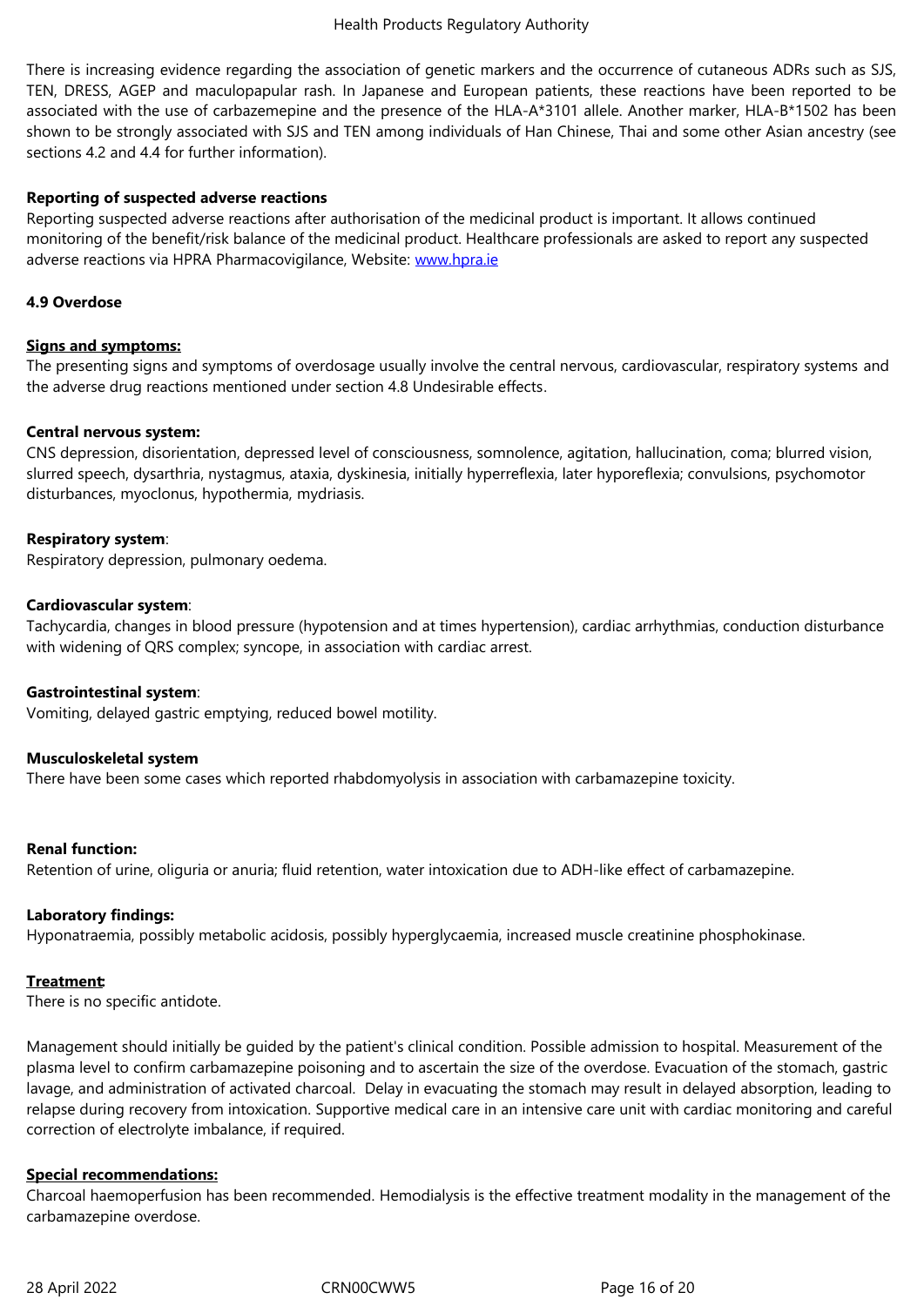There is increasing evidence regarding the association of genetic markers and the occurrence of cutaneous ADRs such as SJS, TEN, DRESS, AGEP and maculopapular rash. In Japanese and European patients, these reactions have been reported to be associated with the use of carbazemepine and the presence of the HLA-A*3101 allele. Another marker, HLA-B*1502 has been shown to be strongly associated with SJS and TEN among individuals of Han Chinese, Thai and some other Asian ancestry (see sections 4.2 and 4.4 for further information).

**Reporting of suspected adverse reactions**

Reporting suspected adverse reactions after authorisation of the medicinal product is important. It allows continued monitoring of the benefit/risk balance of the medicinal product. Healthcare professionals are asked to report any suspected adverse reactions via HPRA Pharmacovigilance, Website: www.hpra.ie

**4.9 Overdose**

**Signs and symptoms:**

The presenting signs and symptoms of overdosage usually involve the central nervous, cardiovascular, respiratory systems and the adverse drug reactions mentioned under section 4.8 Undesirable effects.

**Central nervous system:**

CNS depression, disorientation, depressed level of consciousness, somnolence, agitation, hallucination, coma; blurred vision, slurred speech, dysarthria, nystagmus, ataxia, dyskinesia, initially hyperreflexia, later hyporeflexia; convulsions, psychomotor disturbances, myoclonus, hypothermia, mydriasis.

**Respiratory system**:

Respiratory depression, pulmonary oedema.

**Cardiovascular system**:

Tachycardia, changes in blood pressure (hypotension and at times hypertension), cardiac arrhythmias, conduction disturbance with widening of QRS complex; syncope, in association with cardiac arrest.

**Gastrointestinal system**:

Vomiting, delayed gastric emptying, reduced bowel motility.

**Musculoskeletal system**

There have been some cases which reported rhabdomyolysis in association with carbamazepine toxicity.

**Renal function:**

Retention of urine, oliguria or anuria; fluid retention, water intoxication due to ADH-like effect of carbamazepine.

**Laboratory findings:**

Hyponatraemia, possibly metabolic acidosis, possibly hyperglycaemia, increased muscle creatinine phosphokinase.

**Treatment:**

There is no specific antidote.

Management should initially be guided by the patient's clinical condition. Possible admission to hospital. Measurement of the plasma level to confirm carbamazepine poisoning and to ascertain the size of the overdose. Evacuation of the stomach, gastric lavage, and administration of activated charcoal. Delay in evacuating the stomach may result in delayed absorption, leading to relapse during recovery from intoxication. Supportive medical care in an intensive care unit with cardiac monitoring and careful correction of electrolyte imbalance, if required.

**Special recommendations:**

Charcoal haemoperfusion has been recommended. Hemodialysis is the effective treatment modality in the management of the carbamazepine overdose.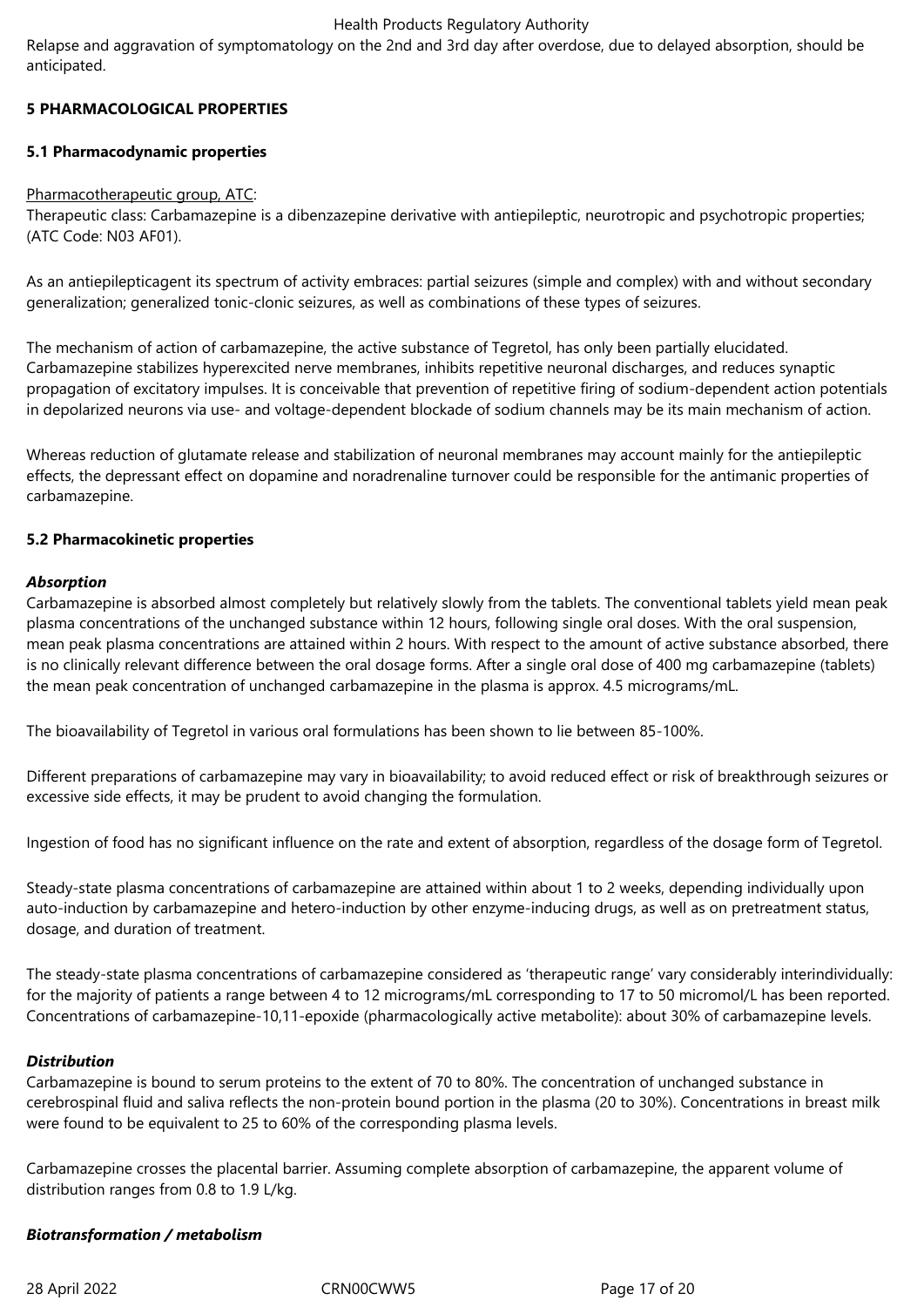Relapse and aggravation of symptomatology on the 2nd and 3rd day after overdose, due to delayed absorption, should be anticipated.

## 5 PHARMACOLOGICAL PROPERTIES

### 5.1 Pharmacodynamic properties

Pharmacotherapeutic group, ATC:
Therapeutic class: Carbamazepine is a dibenzazepine derivative with antiepileptic, neurotropic and psychotropic properties; (ATC Code: N03 AF01).

As an antiepilepticagent its spectrum of activity embraces: partial seizures (simple and complex) with and without secondary generalization; generalized tonic-clonic seizures, as well as combinations of these types of seizures.

The mechanism of action of carbamazepine, the active substance of Tegretol, has only been partially elucidated. Carbamazepine stabilizes hyperexcited nerve membranes, inhibits repetitive neuronal discharges, and reduces synaptic propagation of excitatory impulses. It is conceivable that prevention of repetitive firing of sodium-dependent action potentials in depolarized neurons via use- and voltage-dependent blockade of sodium channels may be its main mechanism of action.

Whereas reduction of glutamate release and stabilization of neuronal membranes may account mainly for the antiepileptic effects, the depressant effect on dopamine and noradrenaline turnover could be responsible for the antimanic properties of carbamazepine.

### 5.2 Pharmacokinetic properties

***Absorption***
Carbamazepine is absorbed almost completely but relatively slowly from the tablets. The conventional tablets yield mean peak plasma concentrations of the unchanged substance within 12 hours, following single oral doses. With the oral suspension, mean peak plasma concentrations are attained within 2 hours. With respect to the amount of active substance absorbed, there is no clinically relevant difference between the oral dosage forms. After a single oral dose of 400 mg carbamazepine (tablets) the mean peak concentration of unchanged carbamazepine in the plasma is approx. 4.5 micrograms/mL.

The bioavailability of Tegretol in various oral formulations has been shown to lie between 85-100%.

Different preparations of carbamazepine may vary in bioavailability; to avoid reduced effect or risk of breakthrough seizures or excessive side effects, it may be prudent to avoid changing the formulation.

Ingestion of food has no significant influence on the rate and extent of absorption, regardless of the dosage form of Tegretol.

Steady-state plasma concentrations of carbamazepine are attained within about 1 to 2 weeks, depending individually upon auto-induction by carbamazepine and hetero-induction by other enzyme-inducing drugs, as well as on pretreatment status, dosage, and duration of treatment.

The steady-state plasma concentrations of carbamazepine considered as 'therapeutic range' vary considerably interindividually: for the majority of patients a range between 4 to 12 micrograms/mL corresponding to 17 to 50 micromol/L has been reported. Concentrations of carbamazepine-10,11-epoxide (pharmacologically active metabolite): about 30% of carbamazepine levels.

***Distribution***
Carbamazepine is bound to serum proteins to the extent of 70 to 80%. The concentration of unchanged substance in cerebrospinal fluid and saliva reflects the non-protein bound portion in the plasma (20 to 30%). Concentrations in breast milk were found to be equivalent to 25 to 60% of the corresponding plasma levels.

Carbamazepine crosses the placental barrier. Assuming complete absorption of carbamazepine, the apparent volume of distribution ranges from 0.8 to 1.9 L/kg.

***Biotransformation / metabolism***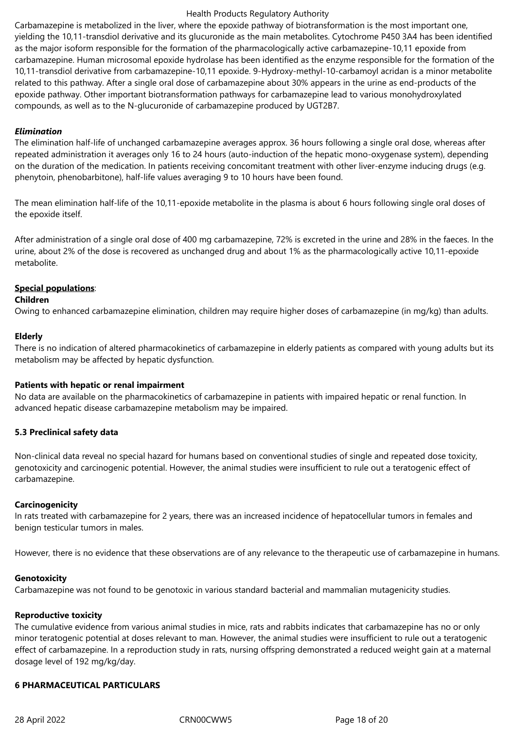Carbamazepine is metabolized in the liver, where the epoxide pathway of biotransformation is the most important one, yielding the 10,11-transdiol derivative and its glucuronide as the main metabolites. Cytochrome P450 3A4 has been identified as the major isoform responsible for the formation of the pharmacologically active carbamazepine-10,11 epoxide from carbamazepine. Human microsomal epoxide hydrolase has been identified as the enzyme responsible for the formation of the 10,11-transdiol derivative from carbamazepine-10,11 epoxide. 9-Hydroxy-methyl-10-carbamoyl acridan is a minor metabolite related to this pathway. After a single oral dose of carbamazepine about 30% appears in the urine as end-products of the epoxide pathway. Other important biotransformation pathways for carbamazepine lead to various monohydroxylated compounds, as well as to the N-glucuronide of carbamazepine produced by UGT2B7.

***Elimination***

The elimination half-life of unchanged carbamazepine averages approx. 36 hours following a single oral dose, whereas after repeated administration it averages only 16 to 24 hours (auto-induction of the hepatic mono-oxygenase system), depending on the duration of the medication. In patients receiving concomitant treatment with other liver-enzyme inducing drugs (e.g. phenytoin, phenobarbitone), half-life values averaging 9 to 10 hours have been found.

The mean elimination half-life of the 10,11-epoxide metabolite in the plasma is about 6 hours following single oral doses of the epoxide itself.

After administration of a single oral dose of 400 mg carbamazepine, 72% is excreted in the urine and 28% in the faeces. In the urine, about 2% of the dose is recovered as unchanged drug and about 1% as the pharmacologically active 10,11-epoxide metabolite.

**Special populations**:

**Children**

Owing to enhanced carbamazepine elimination, children may require higher doses of carbamazepine (in mg/kg) than adults.

**Elderly**

There is no indication of altered pharmacokinetics of carbamazepine in elderly patients as compared with young adults but its metabolism may be affected by hepatic dysfunction.

**Patients with hepatic or renal impairment**

No data are available on the pharmacokinetics of carbamazepine in patients with impaired hepatic or renal function. In advanced hepatic disease carbamazepine metabolism may be impaired.

**5.3 Preclinical safety data**

Non-clinical data reveal no special hazard for humans based on conventional studies of single and repeated dose toxicity, genotoxicity and carcinogenic potential. However, the animal studies were insufficient to rule out a teratogenic effect of carbamazepine.

**Carcinogenicity**

In rats treated with carbamazepine for 2 years, there was an increased incidence of hepatocellular tumors in females and benign testicular tumors in males.

However, there is no evidence that these observations are of any relevance to the therapeutic use of carbamazepine in humans.

**Genotoxicity**

Carbamazepine was not found to be genotoxic in various standard bacterial and mammalian mutagenicity studies.

**Reproductive toxicity**

The cumulative evidence from various animal studies in mice, rats and rabbits indicates that carbamazepine has no or only minor teratogenic potential at doses relevant to man. However, the animal studies were insufficient to rule out a teratogenic effect of carbamazepine. In a reproduction study in rats, nursing offspring demonstrated a reduced weight gain at a maternal dosage level of 192 mg/kg/day.

**6 PHARMACEUTICAL PARTICULARS**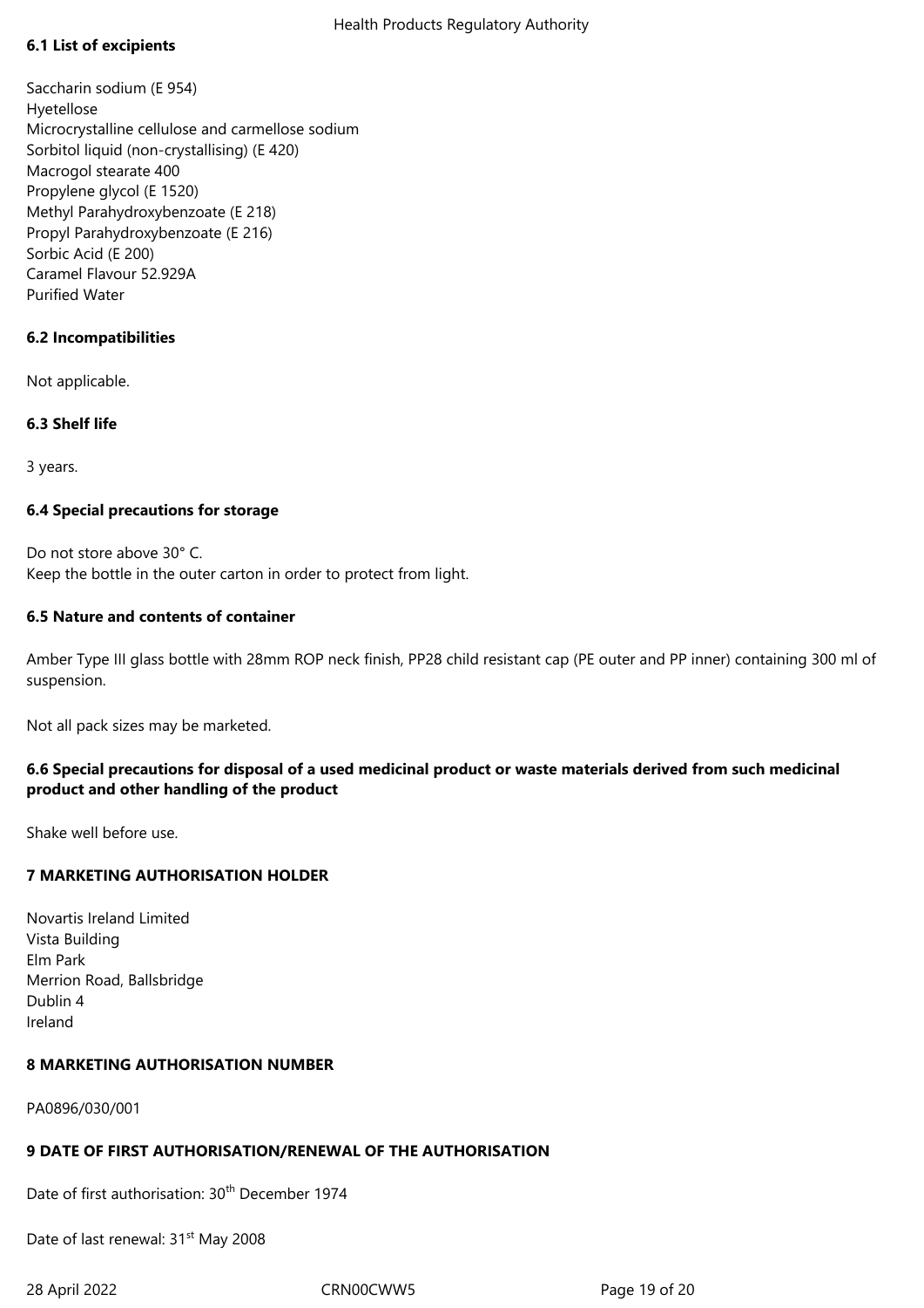### 6.1 List of excipients

Saccharin sodium (E 954)
Hyetellose
Microcrystalline cellulose and carmellose sodium
Sorbitol liquid (non-crystallising) (E 420)
Macrogol stearate 400
Propylene glycol (E 1520)
Methyl Parahydroxybenzoate (E 218)
Propyl Parahydroxybenzoate (E 216)
Sorbic Acid (E 200)
Caramel Flavour 52.929A
Purified Water

### 6.2 Incompatibilities

Not applicable.

### 6.3 Shelf life

3 years.

### 6.4 Special precautions for storage

Do not store above 30° C.
Keep the bottle in the outer carton in order to protect from light.

### 6.5 Nature and contents of container

Amber Type III glass bottle with 28mm ROP neck finish, PP28 child resistant cap (PE outer and PP inner) containing 300 ml of suspension.

Not all pack sizes may be marketed.

### 6.6 Special precautions for disposal of a used medicinal product or waste materials derived from such medicinal product and other handling of the product

Shake well before use.

## 7 MARKETING AUTHORISATION HOLDER

Novartis Ireland Limited
Vista Building
Elm Park
Merrion Road, Ballsbridge
Dublin 4
Ireland

## 8 MARKETING AUTHORISATION NUMBER

PA0896/030/001

## 9 DATE OF FIRST AUTHORISATION/RENEWAL OF THE AUTHORISATION

Date of first authorisation: 30th December 1974

Date of last renewal: 31st May 2008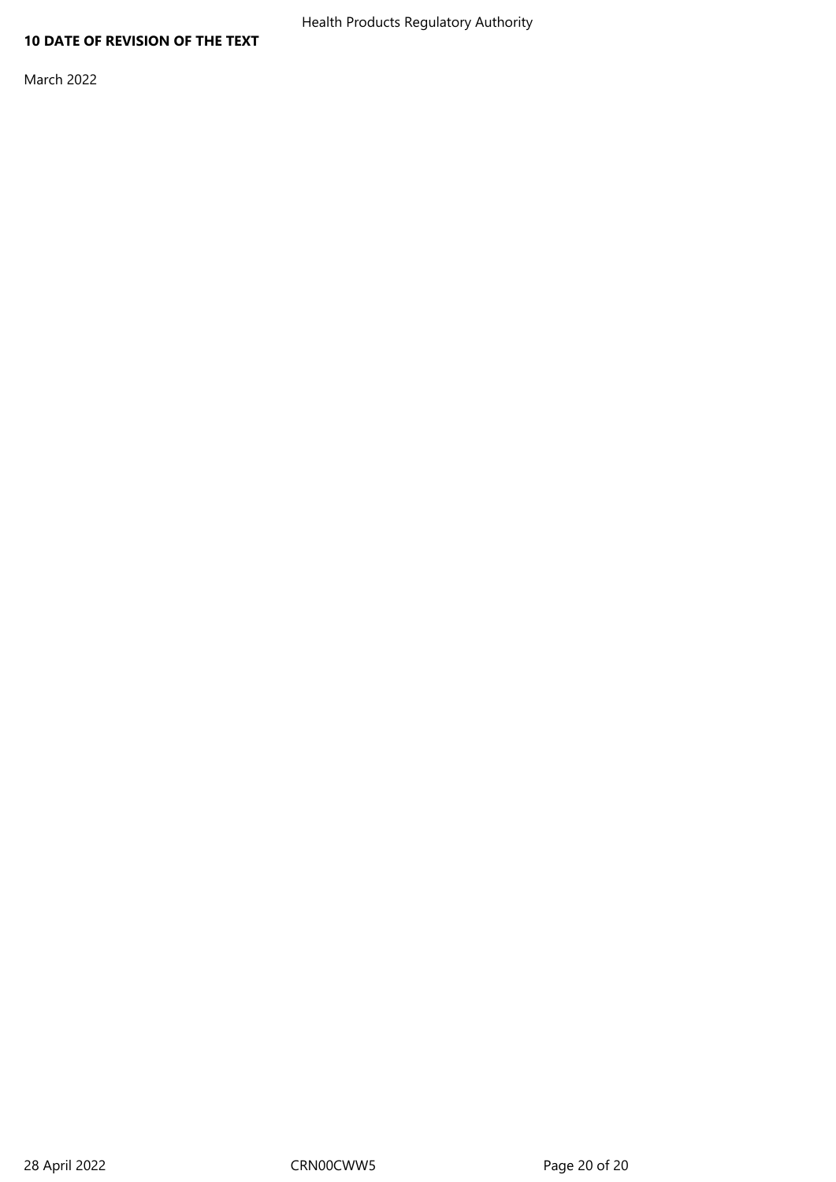**10 DATE OF REVISION OF THE TEXT**

March 2022